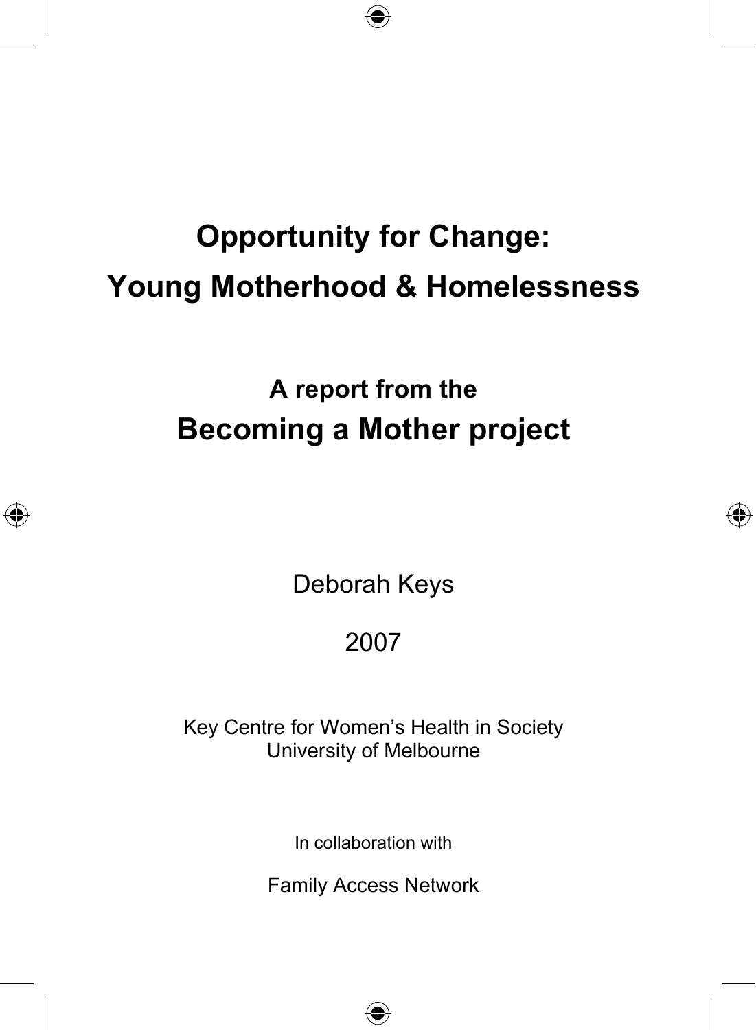# Opportunity for Change:
# Young Motherhood & Homelessness

## A report from the
## Becoming a Mother project

Deborah Keys

2007

Key Centre for Women's Health in Society
University of Melbourne

In collaboration with

Family Access Network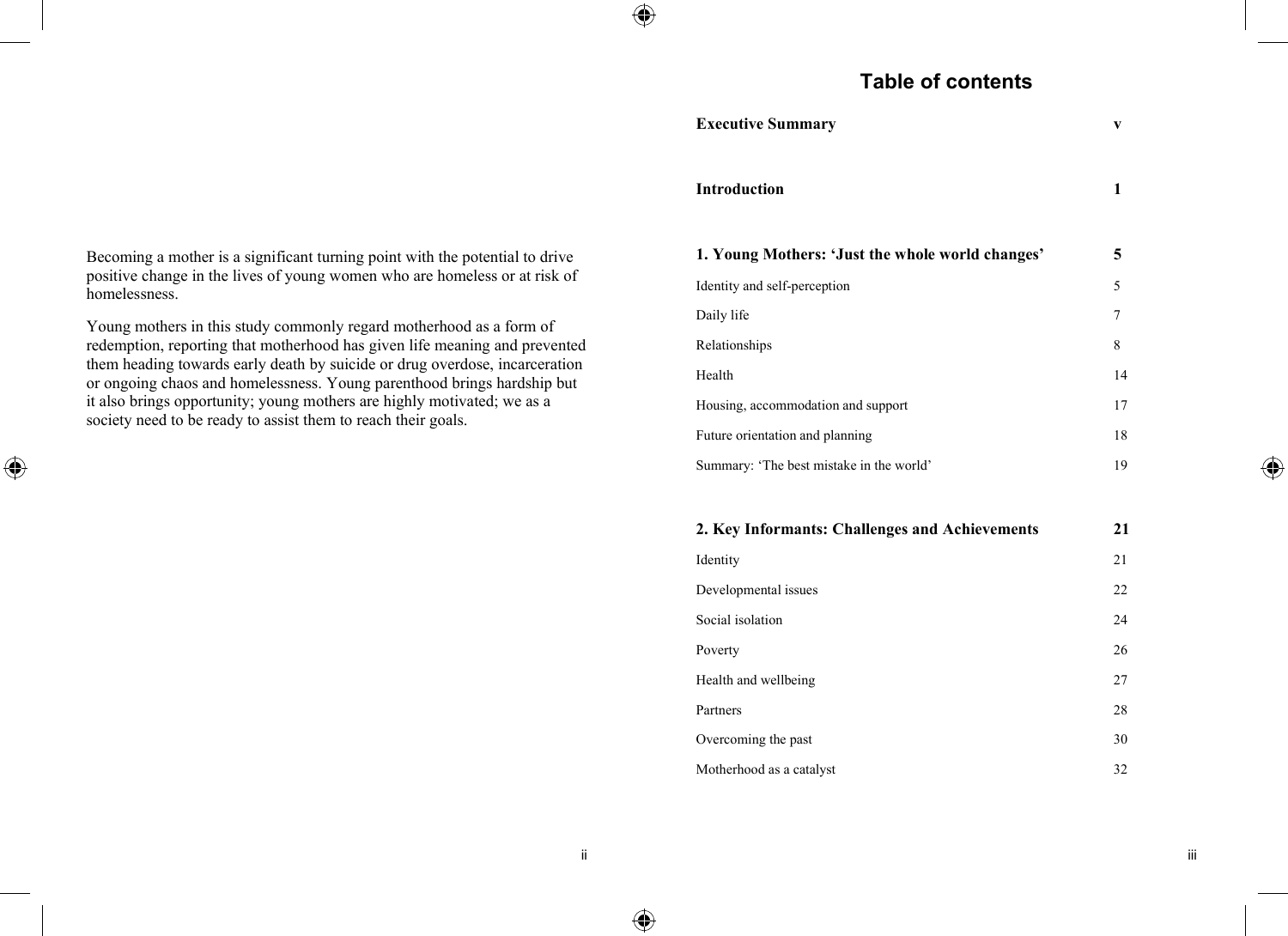Becoming a mother is a significant turning point with the potential to drive positive change in the lives of young women who are homeless or at risk of homelessness.

Young mothers in this study commonly regard motherhood as a form of redemption, reporting that motherhood has given life meaning and prevented them heading towards early death by suicide or drug overdose, incarceration or ongoing chaos and homelessness. Young parenthood brings hardship but it also brings opportunity; young mothers are highly motivated; we as a society need to be ready to assist them to reach their goals.

# Table of contents

| | |
|---|---|
| **Executive Summary** | **v** |
| **Introduction** | **1** |
| **1. Young Mothers: 'Just the whole world changes'** | **5** |
| Identity and self-perception | 5 |
| Daily life | 7 |
| Relationships | 8 |
| Health | 14 |
| Housing, accommodation and support | 17 |
| Future orientation and planning | 18 |
| Summary: 'The best mistake in the world' | 19 |
| **2. Key Informants: Challenges and Achievements** | **21** |
| Identity | 21 |
| Developmental issues | 22 |
| Social isolation | 24 |
| Poverty | 26 |
| Health and wellbeing | 27 |
| Partners | 28 |
| Overcoming the past | 30 |
| Motherhood as a catalyst | 32 |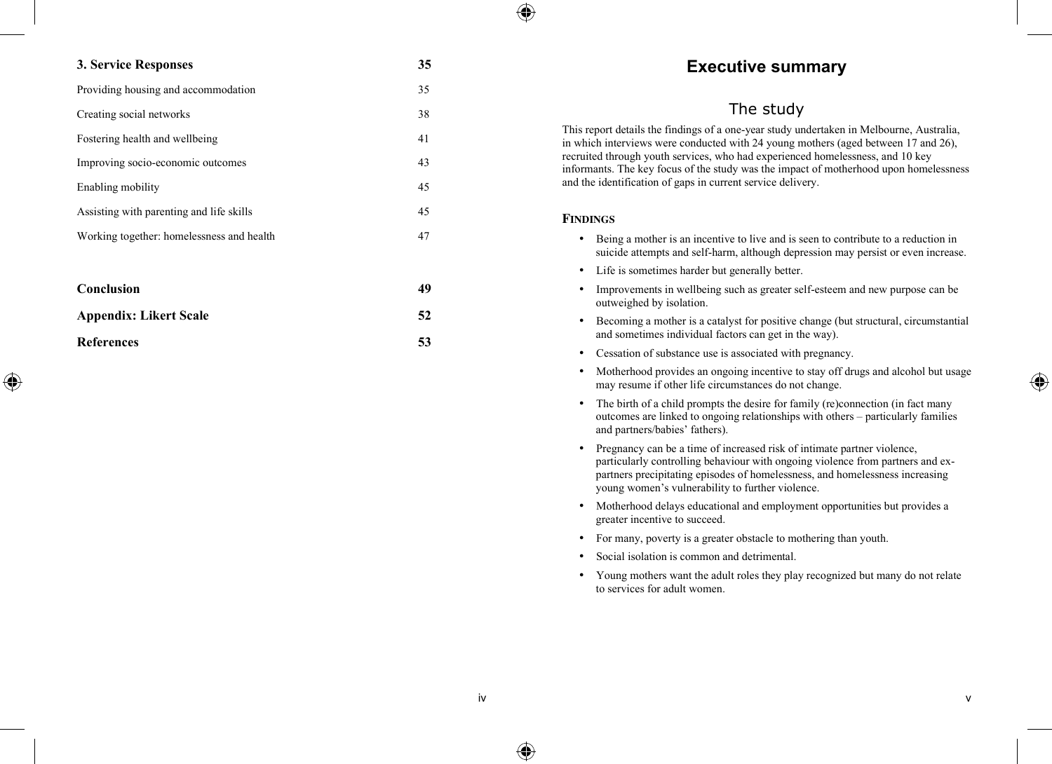| **3. Service Responses** | **35** |
|---|---|
| Providing housing and accommodation | 35 |
| Creating social networks | 38 |
| Fostering health and wellbeing | 41 |
| Improving socio-economic outcomes | 43 |
| Enabling mobility | 45 |
| Assisting with parenting and life skills | 45 |
| Working together: homelessness and health | 47 |
| | |
| **Conclusion** | **49** |
| **Appendix: Likert Scale** | **52** |
| **References** | **53** |

# Executive summary

## The study

This report details the findings of a one-year study undertaken in Melbourne, Australia, in which interviews were conducted with 24 young mothers (aged between 17 and 26), recruited through youth services, who had experienced homelessness, and 10 key informants. The key focus of the study was the impact of motherhood upon homelessness and the identification of gaps in current service delivery.

### FINDINGS

- Being a mother is an incentive to live and is seen to contribute to a reduction in suicide attempts and self-harm, although depression may persist or even increase.
- Life is sometimes harder but generally better.
- Improvements in wellbeing such as greater self-esteem and new purpose can be outweighed by isolation.
- Becoming a mother is a catalyst for positive change (but structural, circumstantial and sometimes individual factors can get in the way).
- Cessation of substance use is associated with pregnancy.
- Motherhood provides an ongoing incentive to stay off drugs and alcohol but usage may resume if other life circumstances do not change.
- The birth of a child prompts the desire for family (re)connection (in fact many outcomes are linked to ongoing relationships with others – particularly families and partners/babies' fathers).
- Pregnancy can be a time of increased risk of intimate partner violence, particularly controlling behaviour with ongoing violence from partners and ex-partners precipitating episodes of homelessness, and homelessness increasing young women's vulnerability to further violence.
- Motherhood delays educational and employment opportunities but provides a greater incentive to succeed.
- For many, poverty is a greater obstacle to mothering than youth.
- Social isolation is common and detrimental.
- Young mothers want the adult roles they play recognized but many do not relate to services for adult women.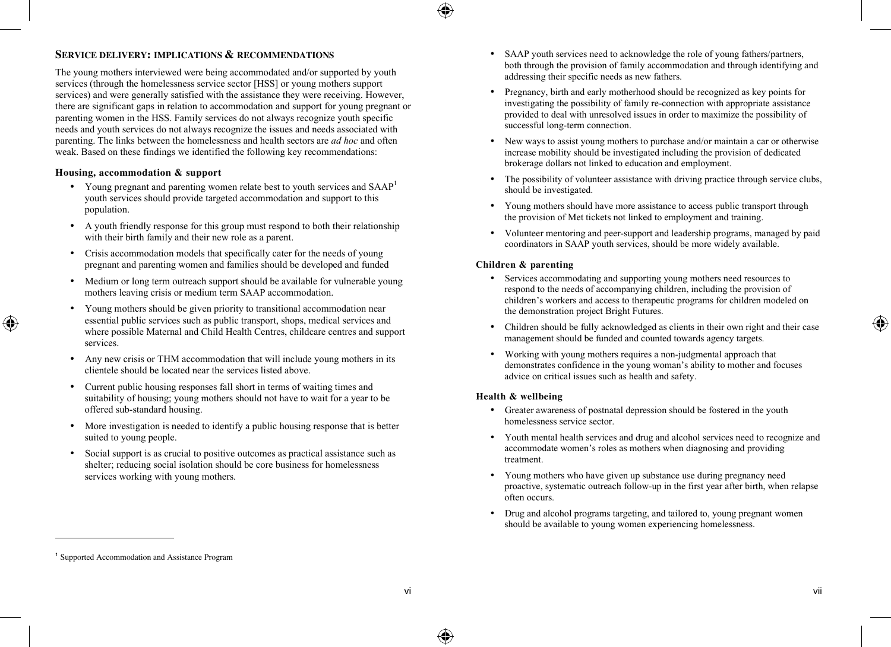## Service delivery: implications & recommendations

The young mothers interviewed were being accommodated and/or supported by youth services (through the homelessness service sector [HSS] or young mothers support services) and were generally satisfied with the assistance they were receiving. However, there are significant gaps in relation to accommodation and support for young pregnant or parenting women in the HSS. Family services do not always recognize youth specific needs and youth services do not always recognize the issues and needs associated with parenting. The links between the homelessness and health sectors are *ad hoc* and often weak. Based on these findings we identified the following key recommendations:

### Housing, accommodation & support

- Young pregnant and parenting women relate best to youth services and SAAP[1] youth services should provide targeted accommodation and support to this population.
- A youth friendly response for this group must respond to both their relationship with their birth family and their new role as a parent.
- Crisis accommodation models that specifically cater for the needs of young pregnant and parenting women and families should be developed and funded
- Medium or long term outreach support should be available for vulnerable young mothers leaving crisis or medium term SAAP accommodation.
- Young mothers should be given priority to transitional accommodation near essential public services such as public transport, shops, medical services and where possible Maternal and Child Health Centres, childcare centres and support services.
- Any new crisis or THM accommodation that will include young mothers in its clientele should be located near the services listed above.
- Current public housing responses fall short in terms of waiting times and suitability of housing; young mothers should not have to wait for a year to be offered sub-standard housing.
- More investigation is needed to identify a public housing response that is better suited to young people.
- Social support is as crucial to positive outcomes as practical assistance such as shelter; reducing social isolation should be core business for homelessness services working with young mothers.
- SAAP youth services need to acknowledge the role of young fathers/partners, both through the provision of family accommodation and through identifying and addressing their specific needs as new fathers.
- Pregnancy, birth and early motherhood should be recognized as key points for investigating the possibility of family re-connection with appropriate assistance provided to deal with unresolved issues in order to maximize the possibility of successful long-term connection.
- New ways to assist young mothers to purchase and/or maintain a car or otherwise increase mobility should be investigated including the provision of dedicated brokerage dollars not linked to education and employment.
- The possibility of volunteer assistance with driving practice through service clubs, should be investigated.
- Young mothers should have more assistance to access public transport through the provision of Met tickets not linked to employment and training.
- Volunteer mentoring and peer-support and leadership programs, managed by paid coordinators in SAAP youth services, should be more widely available.

### Children & parenting

- Services accommodating and supporting young mothers need resources to respond to the needs of accompanying children, including the provision of children's workers and access to therapeutic programs for children modeled on the demonstration project Bright Futures.
- Children should be fully acknowledged as clients in their own right and their case management should be funded and counted towards agency targets.
- Working with young mothers requires a non-judgmental approach that demonstrates confidence in the young woman's ability to mother and focuses advice on critical issues such as health and safety.

### Health & wellbeing

- Greater awareness of postnatal depression should be fostered in the youth homelessness service sector.
- Youth mental health services and drug and alcohol services need to recognize and accommodate women's roles as mothers when diagnosing and providing treatment.
- Young mothers who have given up substance use during pregnancy need proactive, systematic outreach follow-up in the first year after birth, when relapse often occurs.
- Drug and alcohol programs targeting, and tailored to, young pregnant women should be available to young women experiencing homelessness.

[1] Supported Accommodation and Assistance Program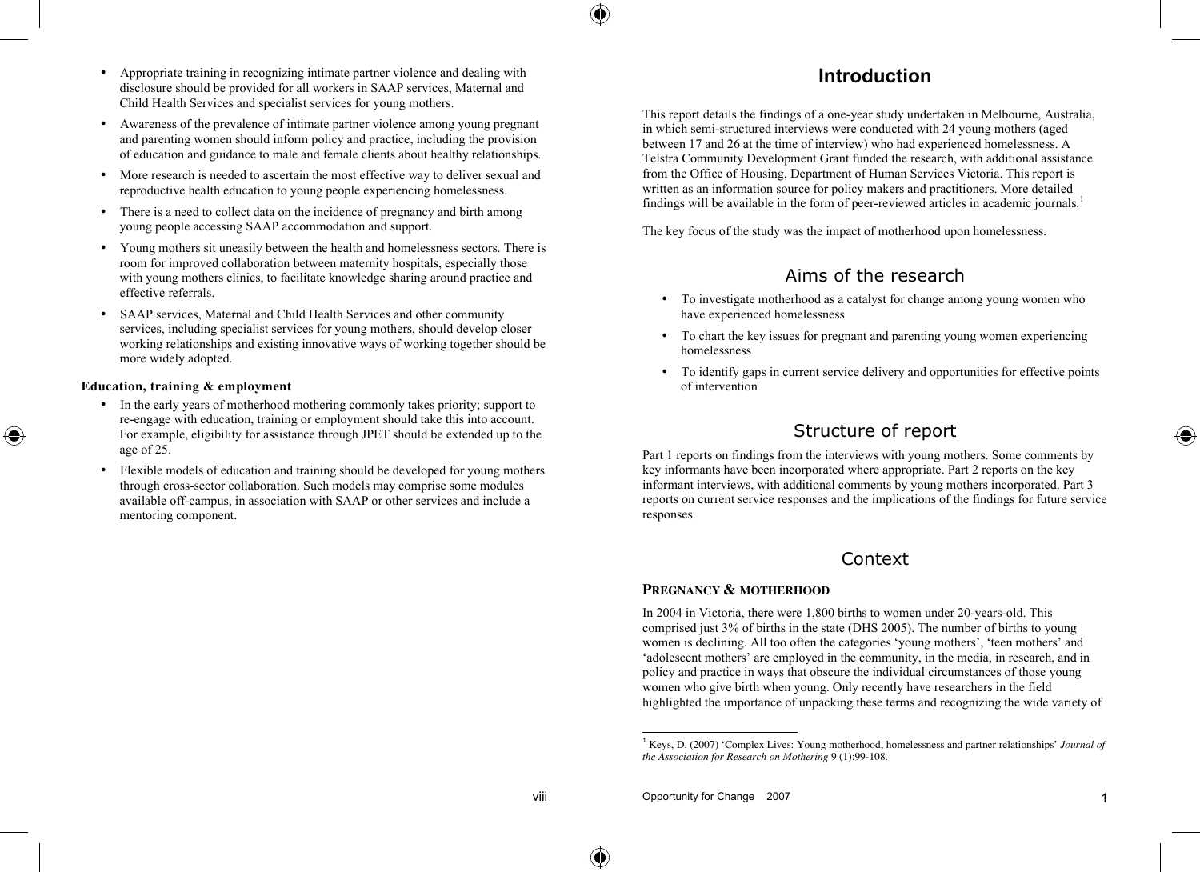- Appropriate training in recognizing intimate partner violence and dealing with disclosure should be provided for all workers in SAAP services, Maternal and Child Health Services and specialist services for young mothers.
- Awareness of the prevalence of intimate partner violence among young pregnant and parenting women should inform policy and practice, including the provision of education and guidance to male and female clients about healthy relationships.
- More research is needed to ascertain the most effective way to deliver sexual and reproductive health education to young people experiencing homelessness.
- There is a need to collect data on the incidence of pregnancy and birth among young people accessing SAAP accommodation and support.
- Young mothers sit uneasily between the health and homelessness sectors. There is room for improved collaboration between maternity hospitals, especially those with young mothers clinics, to facilitate knowledge sharing around practice and effective referrals.
- SAAP services, Maternal and Child Health Services and other community services, including specialist services for young mothers, should develop closer working relationships and existing innovative ways of working together should be more widely adopted.

**Education, training & employment**

- In the early years of motherhood mothering commonly takes priority; support to re-engage with education, training or employment should take this into account. For example, eligibility for assistance through JPET should be extended up to the age of 25.
- Flexible models of education and training should be developed for young mothers through cross-sector collaboration. Such models may comprise some modules available off-campus, in association with SAAP or other services and include a mentoring component.

# Introduction

This report details the findings of a one-year study undertaken in Melbourne, Australia, in which semi-structured interviews were conducted with 24 young mothers (aged between 17 and 26 at the time of interview) who had experienced homelessness. A Telstra Community Development Grant funded the research, with additional assistance from the Office of Housing, Department of Human Services Victoria. This report is written as an information source for policy makers and practitioners. More detailed findings will be available in the form of peer-reviewed articles in academic journals.[1]

The key focus of the study was the impact of motherhood upon homelessness.

## Aims of the research

- To investigate motherhood as a catalyst for change among young women who have experienced homelessness
- To chart the key issues for pregnant and parenting young women experiencing homelessness
- To identify gaps in current service delivery and opportunities for effective points of intervention

## Structure of report

Part 1 reports on findings from the interviews with young mothers. Some comments by key informants have been incorporated where appropriate. Part 2 reports on the key informant interviews, with additional comments by young mothers incorporated. Part 3 reports on current service responses and the implications of the findings for future service responses.

## Context

### Pregnancy & motherhood

In 2004 in Victoria, there were 1,800 births to women under 20-years-old. This comprised just 3% of births in the state (DHS 2005). The number of births to young women is declining. All too often the categories ‘young mothers’, ‘teen mothers’ and ‘adolescent mothers’ are employed in the community, in the media, in research, and in policy and practice in ways that obscure the individual circumstances of those young women who give birth when young. Only recently have researchers in the field highlighted the importance of unpacking these terms and recognizing the wide variety of

[1] Keys, D. (2007) ‘Complex Lives: Young motherhood, homelessness and partner relationships’ *Journal of the Association for Research on Mothering* 9 (1):99-108.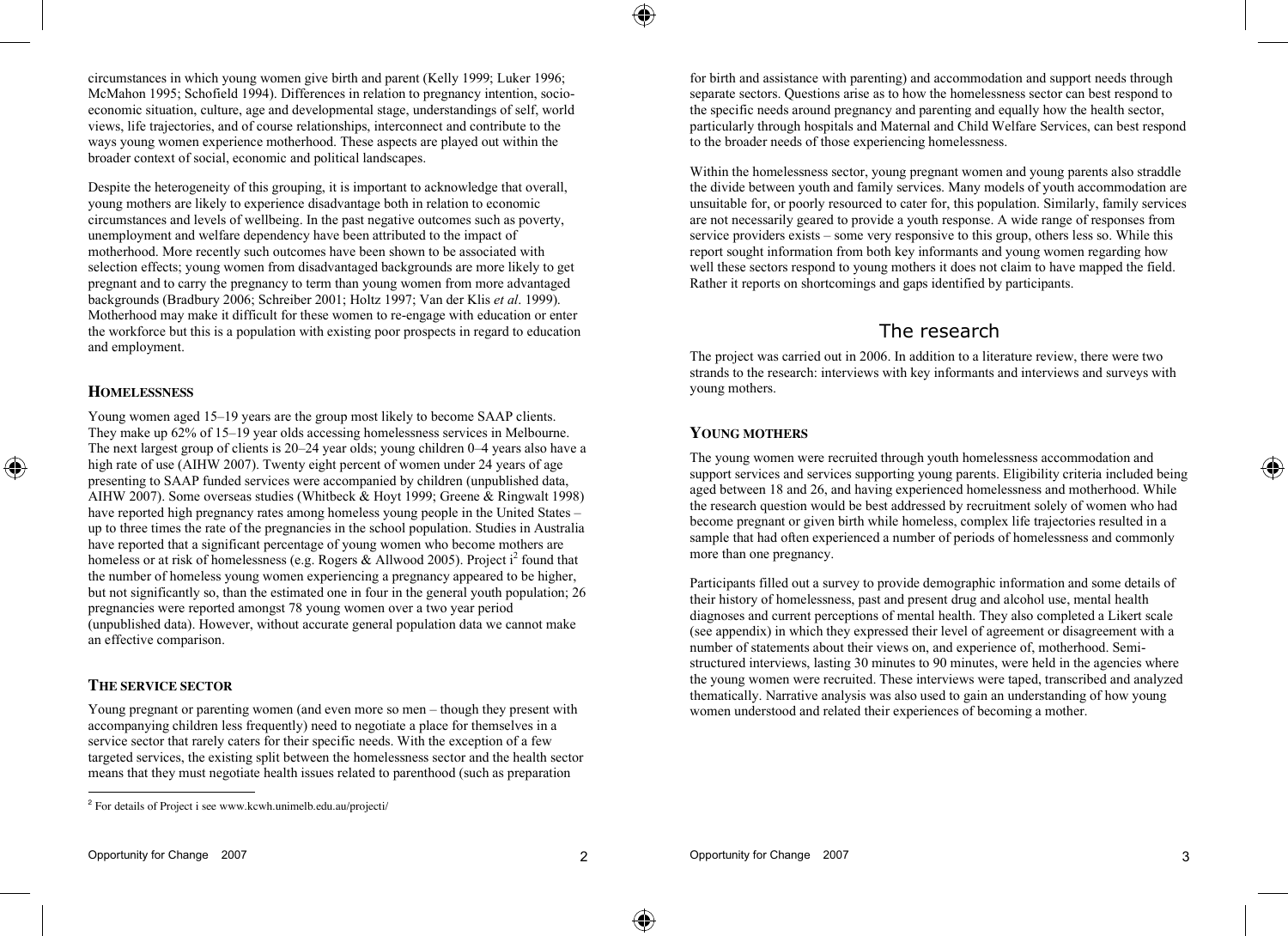circumstances in which young women give birth and parent (Kelly 1999; Luker 1996; McMahon 1995; Schofield 1994). Differences in relation to pregnancy intention, socio-economic situation, culture, age and developmental stage, understandings of self, world views, life trajectories, and of course relationships, interconnect and contribute to the ways young women experience motherhood. These aspects are played out within the broader context of social, economic and political landscapes.

Despite the heterogeneity of this grouping, it is important to acknowledge that overall, young mothers are likely to experience disadvantage both in relation to economic circumstances and levels of wellbeing. In the past negative outcomes such as poverty, unemployment and welfare dependency have been attributed to the impact of motherhood. More recently such outcomes have been shown to be associated with selection effects; young women from disadvantaged backgrounds are more likely to get pregnant and to carry the pregnancy to term than young women from more advantaged backgrounds (Bradbury 2006; Schreiber 2001; Holtz 1997; Van der Klis *et al*. 1999). Motherhood may make it difficult for these women to re-engage with education or enter the workforce but this is a population with existing poor prospects in regard to education and employment.

### HOMELESSNESS

Young women aged 15–19 years are the group most likely to become SAAP clients. They make up 62% of 15–19 year olds accessing homelessness services in Melbourne. The next largest group of clients is 20–24 year olds; young children 0–4 years also have a high rate of use (AIHW 2007). Twenty eight percent of women under 24 years of age presenting to SAAP funded services were accompanied by children (unpublished data, AIHW 2007). Some overseas studies (Whitbeck & Hoyt 1999; Greene & Ringwalt 1998) have reported high pregnancy rates among homeless young people in the United States – up to three times the rate of the pregnancies in the school population. Studies in Australia have reported that a significant percentage of young women who become mothers are homeless or at risk of homelessness (e.g. Rogers & Allwood 2005). Project i[2] found that the number of homeless young women experiencing a pregnancy appeared to be higher, but not significantly so, than the estimated one in four in the general youth population; 26 pregnancies were reported amongst 78 young women over a two year period (unpublished data). However, without accurate general population data we cannot make an effective comparison.

### THE SERVICE SECTOR

Young pregnant or parenting women (and even more so men – though they present with accompanying children less frequently) need to negotiate a place for themselves in a service sector that rarely caters for their specific needs. With the exception of a few targeted services, the existing split between the homelessness sector and the health sector means that they must negotiate health issues related to parenthood (such as preparation for birth and assistance with parenting) and accommodation and support needs through separate sectors. Questions arise as to how the homelessness sector can best respond to the specific needs around pregnancy and parenting and equally how the health sector, particularly through hospitals and Maternal and Child Welfare Services, can best respond to the broader needs of those experiencing homelessness.

Within the homelessness sector, young pregnant women and young parents also straddle the divide between youth and family services. Many models of youth accommodation are unsuitable for, or poorly resourced to cater for, this population. Similarly, family services are not necessarily geared to provide a youth response. A wide range of responses from service providers exists – some very responsive to this group, others less so. While this report sought information from both key informants and young women regarding how well these sectors respond to young mothers it does not claim to have mapped the field. Rather it reports on shortcomings and gaps identified by participants.

[2] For details of Project i see www.kcwh.unimelb.edu.au/projecti/

## The research

The project was carried out in 2006. In addition to a literature review, there were two strands to the research: interviews with key informants and interviews and surveys with young mothers.

### YOUNG MOTHERS

The young women were recruited through youth homelessness accommodation and support services and services supporting young parents. Eligibility criteria included being aged between 18 and 26, and having experienced homelessness and motherhood. While the research question would be best addressed by recruitment solely of women who had become pregnant or given birth while homeless, complex life trajectories resulted in a sample that had often experienced a number of periods of homelessness and commonly more than one pregnancy.

Participants filled out a survey to provide demographic information and some details of their history of homelessness, past and present drug and alcohol use, mental health diagnoses and current perceptions of mental health. They also completed a Likert scale (see appendix) in which they expressed their level of agreement or disagreement with a number of statements about their views on, and experience of, motherhood. Semi-structured interviews, lasting 30 minutes to 90 minutes, were held in the agencies where the young women were recruited. These interviews were taped, transcribed and analyzed thematically. Narrative analysis was also used to gain an understanding of how young women understood and related their experiences of becoming a mother.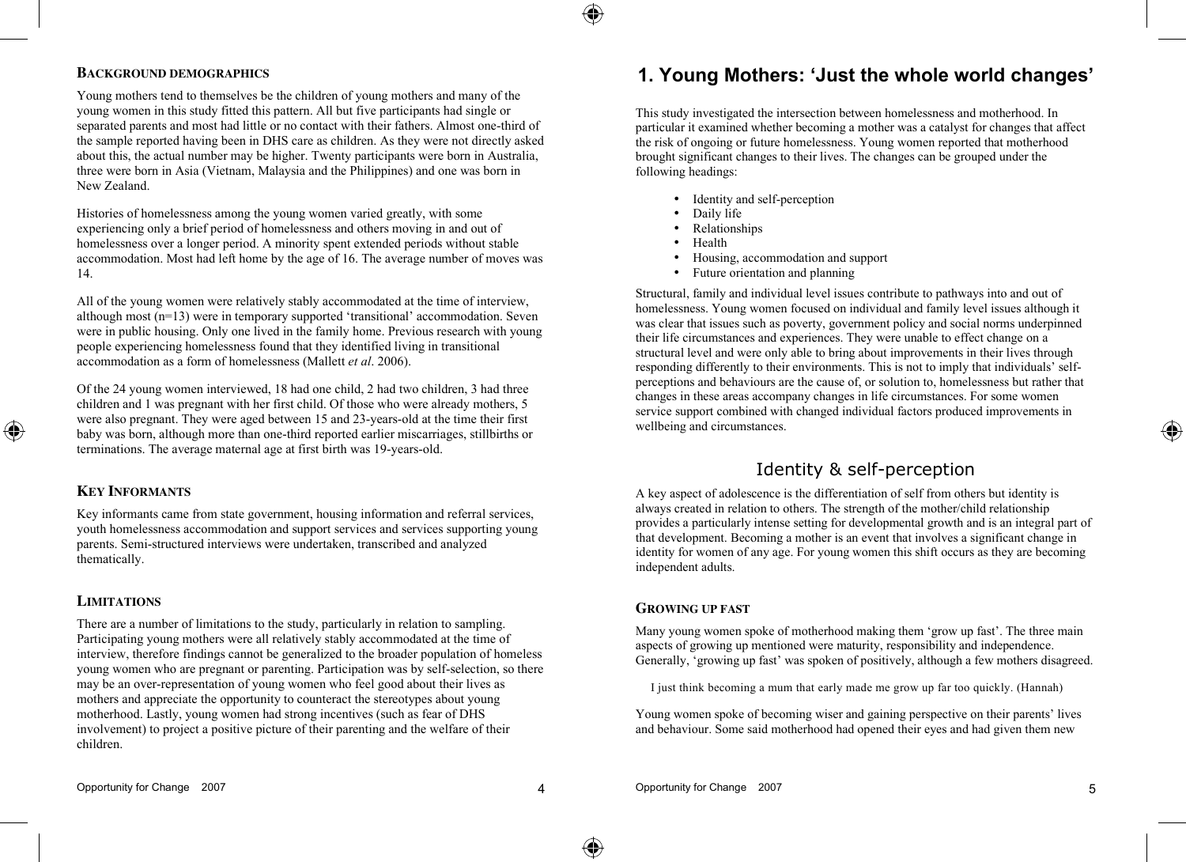## Background demographics

Young mothers tend to themselves be the children of young mothers and many of the young women in this study fitted this pattern. All but five participants had single or separated parents and most had little or no contact with their fathers. Almost one-third of the sample reported having been in DHS care as children. As they were not directly asked about this, the actual number may be higher. Twenty participants were born in Australia, three were born in Asia (Vietnam, Malaysia and the Philippines) and one was born in New Zealand.

Histories of homelessness among the young women varied greatly, with some experiencing only a brief period of homelessness and others moving in and out of homelessness over a longer period. A minority spent extended periods without stable accommodation. Most had left home by the age of 16. The average number of moves was 14.

All of the young women were relatively stably accommodated at the time of interview, although most (n=13) were in temporary supported 'transitional' accommodation. Seven were in public housing. Only one lived in the family home. Previous research with young people experiencing homelessness found that they identified living in transitional accommodation as a form of homelessness (Mallett *et al*. 2006).

Of the 24 young women interviewed, 18 had one child, 2 had two children, 3 had three children and 1 was pregnant with her first child. Of those who were already mothers, 5 were also pregnant. They were aged between 15 and 23-years-old at the time their first baby was born, although more than one-third reported earlier miscarriages, stillbirths or terminations. The average maternal age at first birth was 19-years-old.

## Key Informants

Key informants came from state government, housing information and referral services, youth homelessness accommodation and support services and services supporting young parents. Semi-structured interviews were undertaken, transcribed and analyzed thematically.

## Limitations

There are a number of limitations to the study, particularly in relation to sampling. Participating young mothers were all relatively stably accommodated at the time of interview, therefore findings cannot be generalized to the broader population of homeless young women who are pregnant or parenting. Participation was by self-selection, so there may be an over-representation of young women who feel good about their lives as mothers and appreciate the opportunity to counteract the stereotypes about young motherhood. Lastly, young women had strong incentives (such as fear of DHS involvement) to project a positive picture of their parenting and the welfare of their children.

# 1. Young Mothers: 'Just the whole world changes'

This study investigated the intersection between homelessness and motherhood. In particular it examined whether becoming a mother was a catalyst for changes that affect the risk of ongoing or future homelessness. Young women reported that motherhood brought significant changes to their lives. The changes can be grouped under the following headings:

- Identity and self-perception
- Daily life
- Relationships
- Health
- Housing, accommodation and support
- Future orientation and planning

Structural, family and individual level issues contribute to pathways into and out of homelessness. Young women focused on individual and family level issues although it was clear that issues such as poverty, government policy and social norms underpinned their life circumstances and experiences. They were unable to effect change on a structural level and were only able to bring about improvements in their lives through responding differently to their environments. This is not to imply that individuals' self-perceptions and behaviours are the cause of, or solution to, homelessness but rather that changes in these areas accompany changes in life circumstances. For some women service support combined with changed individual factors produced improvements in wellbeing and circumstances.

## Identity & self-perception

A key aspect of adolescence is the differentiation of self from others but identity is always created in relation to others. The strength of the mother/child relationship provides a particularly intense setting for developmental growth and is an integral part of that development. Becoming a mother is an event that involves a significant change in identity for women of any age. For young women this shift occurs as they are becoming independent adults.

### Growing up fast

Many young women spoke of motherhood making them 'grow up fast'. The three main aspects of growing up mentioned were maturity, responsibility and independence. Generally, 'growing up fast' was spoken of positively, although a few mothers disagreed.

> I just think becoming a mum that early made me grow up far too quickly. (Hannah)

Young women spoke of becoming wiser and gaining perspective on their parents' lives and behaviour. Some said motherhood had opened their eyes and had given them new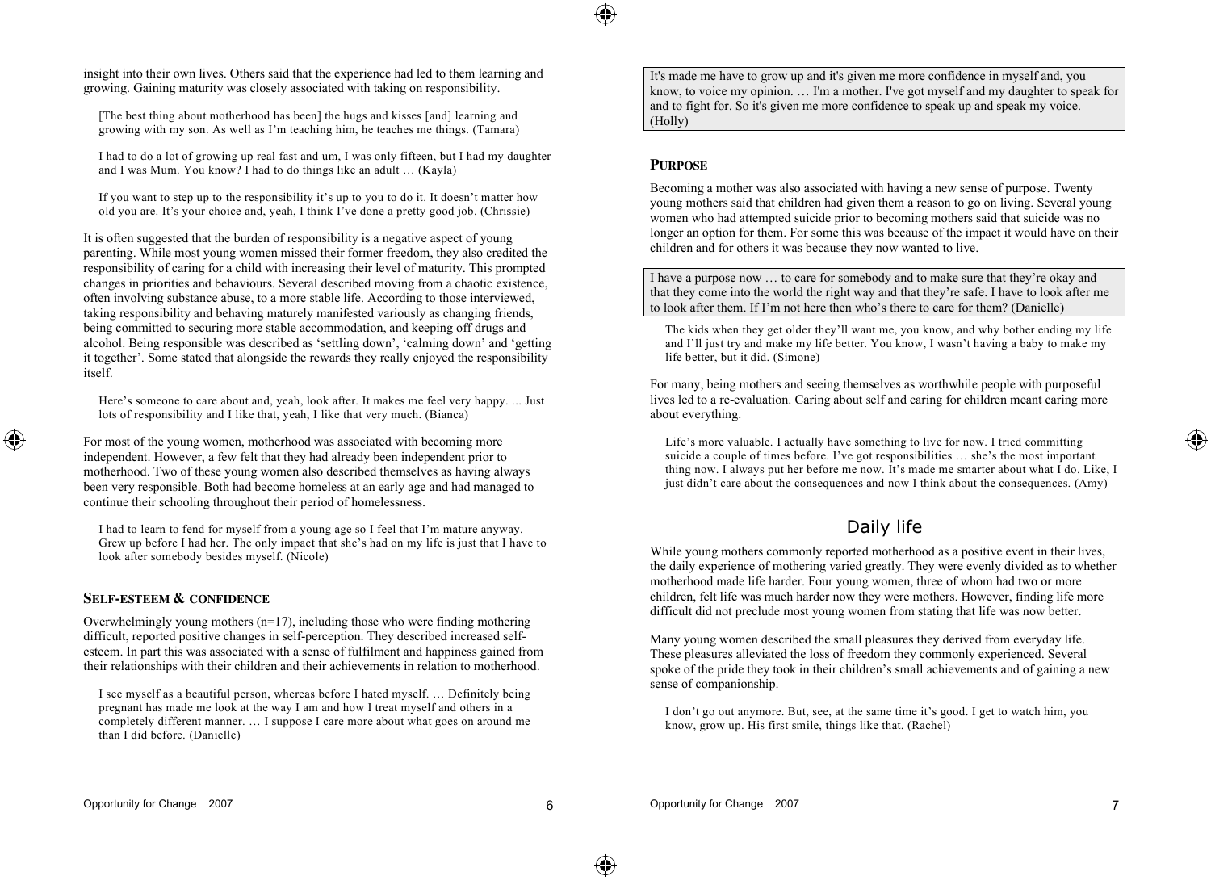insight into their own lives. Others said that the experience had led to them learning and growing. Gaining maturity was closely associated with taking on responsibility.

> [The best thing about motherhood has been] the hugs and kisses [and] learning and growing with my son. As well as I'm teaching him, he teaches me things. (Tamara)

> I had to do a lot of growing up real fast and um, I was only fifteen, but I had my daughter and I was Mum. You know? I had to do things like an adult … (Kayla)

> If you want to step up to the responsibility it's up to you to do it. It doesn't matter how old you are. It's your choice and, yeah, I think I've done a pretty good job. (Chrissie)

It is often suggested that the burden of responsibility is a negative aspect of young parenting. While most young women missed their former freedom, they also credited the responsibility of caring for a child with increasing their level of maturity. This prompted changes in priorities and behaviours. Several described moving from a chaotic existence, often involving substance abuse, to a more stable life. According to those interviewed, taking responsibility and behaving maturely manifested variously as changing friends, being committed to securing more stable accommodation, and keeping off drugs and alcohol. Being responsible was described as 'settling down', 'calming down' and 'getting it together'. Some stated that alongside the rewards they really enjoyed the responsibility itself.

> Here's someone to care about and, yeah, look after. It makes me feel very happy. ... Just lots of responsibility and I like that, yeah, I like that very much. (Bianca)

For most of the young women, motherhood was associated with becoming more independent. However, a few felt that they had already been independent prior to motherhood. Two of these young women also described themselves as having always been very responsible. Both had become homeless at an early age and had managed to continue their schooling throughout their period of homelessness.

> I had to learn to fend for myself from a young age so I feel that I'm mature anyway. Grew up before I had her. The only impact that she's had on my life is just that I have to look after somebody besides myself. (Nicole)

### Self-esteem & confidence

Overwhelmingly young mothers (n=17), including those who were finding mothering difficult, reported positive changes in self-perception. They described increased self-esteem. In part this was associated with a sense of fulfilment and happiness gained from their relationships with their children and their achievements in relation to motherhood.

> I see myself as a beautiful person, whereas before I hated myself. … Definitely being pregnant has made me look at the way I am and how I treat myself and others in a completely different manner. … I suppose I care more about what goes on around me than I did before. (Danielle)

> It's made me have to grow up and it's given me more confidence in myself and, you know, to voice my opinion. … I'm a mother. I've got myself and my daughter to speak for and to fight for. So it's given me more confidence to speak up and speak my voice. (Holly)

### Purpose

Becoming a mother was also associated with having a new sense of purpose. Twenty young mothers said that children had given them a reason to go on living. Several young women who had attempted suicide prior to becoming mothers said that suicide was no longer an option for them. For some this was because of the impact it would have on their children and for others it was because they now wanted to live.

> I have a purpose now … to care for somebody and to make sure that they're okay and that they come into the world the right way and that they're safe. I have to look after me to look after them. If I'm not here then who's there to care for them? (Danielle)

> The kids when they get older they'll want me, you know, and why bother ending my life and I'll just try and make my life better. You know, I wasn't having a baby to make my life better, but it did. (Simone)

For many, being mothers and seeing themselves as worthwhile people with purposeful lives led to a re-evaluation. Caring about self and caring for children meant caring more about everything.

> Life's more valuable. I actually have something to live for now. I tried committing suicide a couple of times before. I've got responsibilities … she's the most important thing now. I always put her before me now. It's made me smarter about what I do. Like, I just didn't care about the consequences and now I think about the consequences. (Amy)

## Daily life

While young mothers commonly reported motherhood as a positive event in their lives, the daily experience of mothering varied greatly. They were evenly divided as to whether motherhood made life harder. Four young women, three of whom had two or more children, felt life was much harder now they were mothers. However, finding life more difficult did not preclude most young women from stating that life was now better.

Many young women described the small pleasures they derived from everyday life. These pleasures alleviated the loss of freedom they commonly experienced. Several spoke of the pride they took in their children's small achievements and of gaining a new sense of companionship.

> I don't go out anymore. But, see, at the same time it's good. I get to watch him, you know, grow up. His first smile, things like that. (Rachel)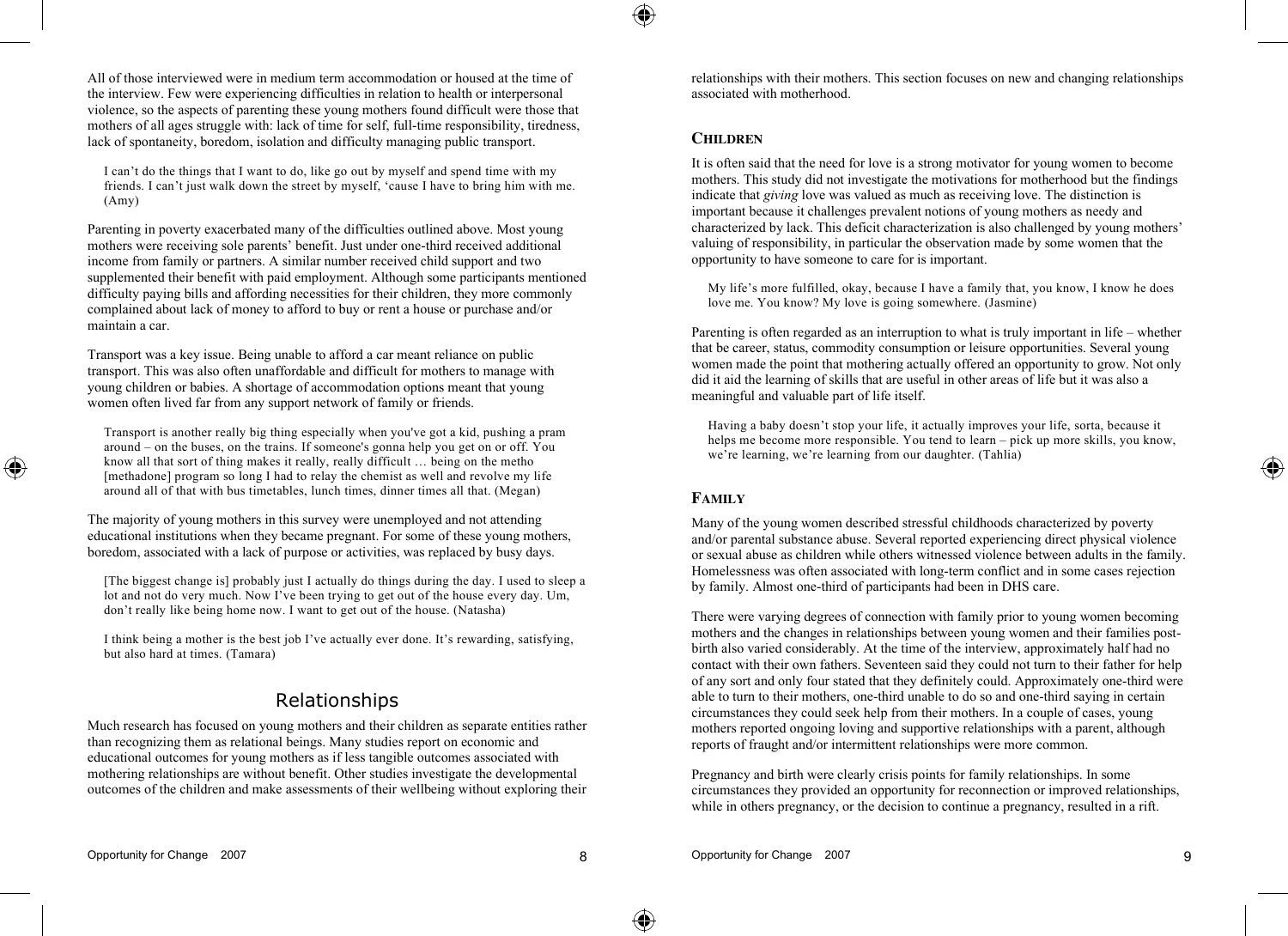All of those interviewed were in medium term accommodation or housed at the time of the interview. Few were experiencing difficulties in relation to health or interpersonal violence, so the aspects of parenting these young mothers found difficult were those that mothers of all ages struggle with: lack of time for self, full-time responsibility, tiredness, lack of spontaneity, boredom, isolation and difficulty managing public transport.

> I can't do the things that I want to do, like go out by myself and spend time with my friends. I can't just walk down the street by myself, 'cause I have to bring him with me. (Amy)

Parenting in poverty exacerbated many of the difficulties outlined above. Most young mothers were receiving sole parents' benefit. Just under one-third received additional income from family or partners. A similar number received child support and two supplemented their benefit with paid employment. Although some participants mentioned difficulty paying bills and affording necessities for their children, they more commonly complained about lack of money to afford to buy or rent a house or purchase and/or maintain a car.

Transport was a key issue. Being unable to afford a car meant reliance on public transport. This was also often unaffordable and difficult for mothers to manage with young children or babies. A shortage of accommodation options meant that young women often lived far from any support network of family or friends.

> Transport is another really big thing especially when you've got a kid, pushing a pram around – on the buses, on the trains. If someone's gonna help you get on or off. You know all that sort of thing makes it really, really difficult … being on the metho [methadone] program so long I had to relay the chemist as well and revolve my life around all of that with bus timetables, lunch times, dinner times all that. (Megan)

The majority of young mothers in this survey were unemployed and not attending educational institutions when they became pregnant. For some of these young mothers, boredom, associated with a lack of purpose or activities, was replaced by busy days.

> [The biggest change is] probably just I actually do things during the day. I used to sleep a lot and not do very much. Now I've been trying to get out of the house every day. Um, don't really like being home now. I want to get out of the house. (Natasha)

> I think being a mother is the best job I've actually ever done. It's rewarding, satisfying, but also hard at times. (Tamara)

## Relationships

Much research has focused on young mothers and their children as separate entities rather than recognizing them as relational beings. Many studies report on economic and educational outcomes for young mothers as if less tangible outcomes associated with mothering relationships are without benefit. Other studies investigate the developmental outcomes of the children and make assessments of their wellbeing without exploring their relationships with their mothers. This section focuses on new and changing relationships associated with motherhood.

### Children

It is often said that the need for love is a strong motivator for young women to become mothers. This study did not investigate the motivations for motherhood but the findings indicate that *giving* love was valued as much as receiving love. The distinction is important because it challenges prevalent notions of young mothers as needy and characterized by lack. This deficit characterization is also challenged by young mothers' valuing of responsibility, in particular the observation made by some women that the opportunity to have someone to care for is important.

> My life's more fulfilled, okay, because I have a family that, you know, I know he does love me. You know? My love is going somewhere. (Jasmine)

Parenting is often regarded as an interruption to what is truly important in life – whether that be career, status, commodity consumption or leisure opportunities. Several young women made the point that mothering actually offered an opportunity to grow. Not only did it aid the learning of skills that are useful in other areas of life but it was also a meaningful and valuable part of life itself.

> Having a baby doesn't stop your life, it actually improves your life, sorta, because it helps me become more responsible. You tend to learn – pick up more skills, you know, we're learning, we're learning from our daughter. (Tahlia)

### Family

Many of the young women described stressful childhoods characterized by poverty and/or parental substance abuse. Several reported experiencing direct physical violence or sexual abuse as children while others witnessed violence between adults in the family. Homelessness was often associated with long-term conflict and in some cases rejection by family. Almost one-third of participants had been in DHS care.

There were varying degrees of connection with family prior to young women becoming mothers and the changes in relationships between young women and their families post-birth also varied considerably. At the time of the interview, approximately half had no contact with their own fathers. Seventeen said they could not turn to their father for help of any sort and only four stated that they definitely could. Approximately one-third were able to turn to their mothers, one-third unable to do so and one-third saying in certain circumstances they could seek help from their mothers. In a couple of cases, young mothers reported ongoing loving and supportive relationships with a parent, although reports of fraught and/or intermittent relationships were more common.

Pregnancy and birth were clearly crisis points for family relationships. In some circumstances they provided an opportunity for reconnection or improved relationships, while in others pregnancy, or the decision to continue a pregnancy, resulted in a rift.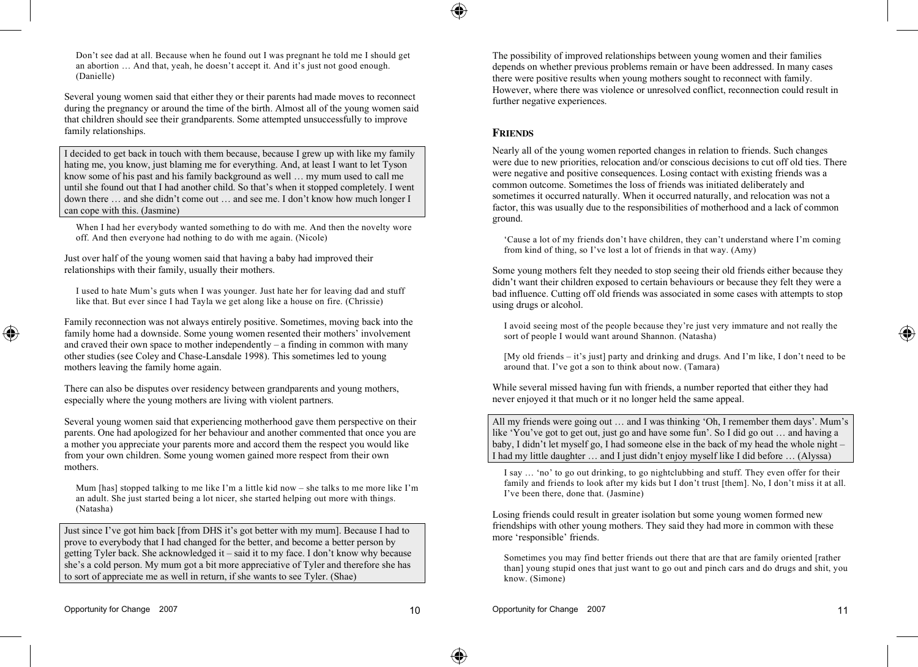> Don't see dad at all. Because when he found out I was pregnant he told me I should get an abortion … And that, yeah, he doesn't accept it. And it's just not good enough. (Danielle)

Several young women said that either they or their parents had made moves to reconnect during the pregnancy or around the time of the birth. Almost all of the young women said that children should see their grandparents. Some attempted unsuccessfully to improve family relationships.

> I decided to get back in touch with them because, because I grew up with like my family hating me, you know, just blaming me for everything. And, at least I want to let Tyson know some of his past and his family background as well … my mum used to call me until she found out that I had another child. So that's when it stopped completely. I went down there … and she didn't come out … and see me. I don't know how much longer I can cope with this. (Jasmine)

> When I had her everybody wanted something to do with me. And then the novelty wore off. And then everyone had nothing to do with me again. (Nicole)

Just over half of the young women said that having a baby had improved their relationships with their family, usually their mothers.

> I used to hate Mum's guts when I was younger. Just hate her for leaving dad and stuff like that. But ever since I had Tayla we get along like a house on fire. (Chrissie)

Family reconnection was not always entirely positive. Sometimes, moving back into the family home had a downside. Some young women resented their mothers' involvement and craved their own space to mother independently – a finding in common with many other studies (see Coley and Chase-Lansdale 1998). This sometimes led to young mothers leaving the family home again.

There can also be disputes over residency between grandparents and young mothers, especially where the young mothers are living with violent partners.

Several young women said that experiencing motherhood gave them perspective on their parents. One had apologized for her behaviour and another commented that once you are a mother you appreciate your parents more and accord them the respect you would like from your own children. Some young women gained more respect from their own mothers.

> Mum [has] stopped talking to me like I'm a little kid now – she talks to me more like I'm an adult. She just started being a lot nicer, she started helping out more with things. (Natasha)

> Just since I've got him back [from DHS it's got better with my mum]. Because I had to prove to everybody that I had changed for the better, and become a better person by getting Tyler back. She acknowledged it – said it to my face. I don't know why because she's a cold person. My mum got a bit more appreciative of Tyler and therefore she has to sort of appreciate me as well in return, if she wants to see Tyler. (Shae)

The possibility of improved relationships between young women and their families depends on whether previous problems remain or have been addressed. In many cases there were positive results when young mothers sought to reconnect with family. However, where there was violence or unresolved conflict, reconnection could result in further negative experiences.

## Friends

Nearly all of the young women reported changes in relation to friends. Such changes were due to new priorities, relocation and/or conscious decisions to cut off old ties. There were negative and positive consequences. Losing contact with existing friends was a common outcome. Sometimes the loss of friends was initiated deliberately and sometimes it occurred naturally. When it occurred naturally, and relocation was not a factor, this was usually due to the responsibilities of motherhood and a lack of common ground.

> 'Cause a lot of my friends don't have children, they can't understand where I'm coming from kind of thing, so I've lost a lot of friends in that way. (Amy)

Some young mothers felt they needed to stop seeing their old friends either because they didn't want their children exposed to certain behaviours or because they felt they were a bad influence. Cutting off old friends was associated in some cases with attempts to stop using drugs or alcohol.

> I avoid seeing most of the people because they're just very immature and not really the sort of people I would want around Shannon. (Natasha)

> [My old friends – it's just] party and drinking and drugs. And I'm like, I don't need to be around that. I've got a son to think about now. (Tamara)

While several missed having fun with friends, a number reported that either they had never enjoyed it that much or it no longer held the same appeal.

> All my friends were going out … and I was thinking 'Oh, I remember them days'. Mum's like 'You've got to get out, just go and have some fun'. So I did go out … and having a baby, I didn't let myself go, I had someone else in the back of my head the whole night – I had my little daughter … and I just didn't enjoy myself like I did before … (Alyssa)

> I say … 'no' to go out drinking, to go nightclubbing and stuff. They even offer for their family and friends to look after my kids but I don't trust [them]. No, I don't miss it at all. I've been there, done that. (Jasmine)

Losing friends could result in greater isolation but some young women formed new friendships with other young mothers. They said they had more in common with these more 'responsible' friends.

> Sometimes you may find better friends out there that are that are family oriented [rather than] young stupid ones that just want to go out and pinch cars and do drugs and shit, you know. (Simone)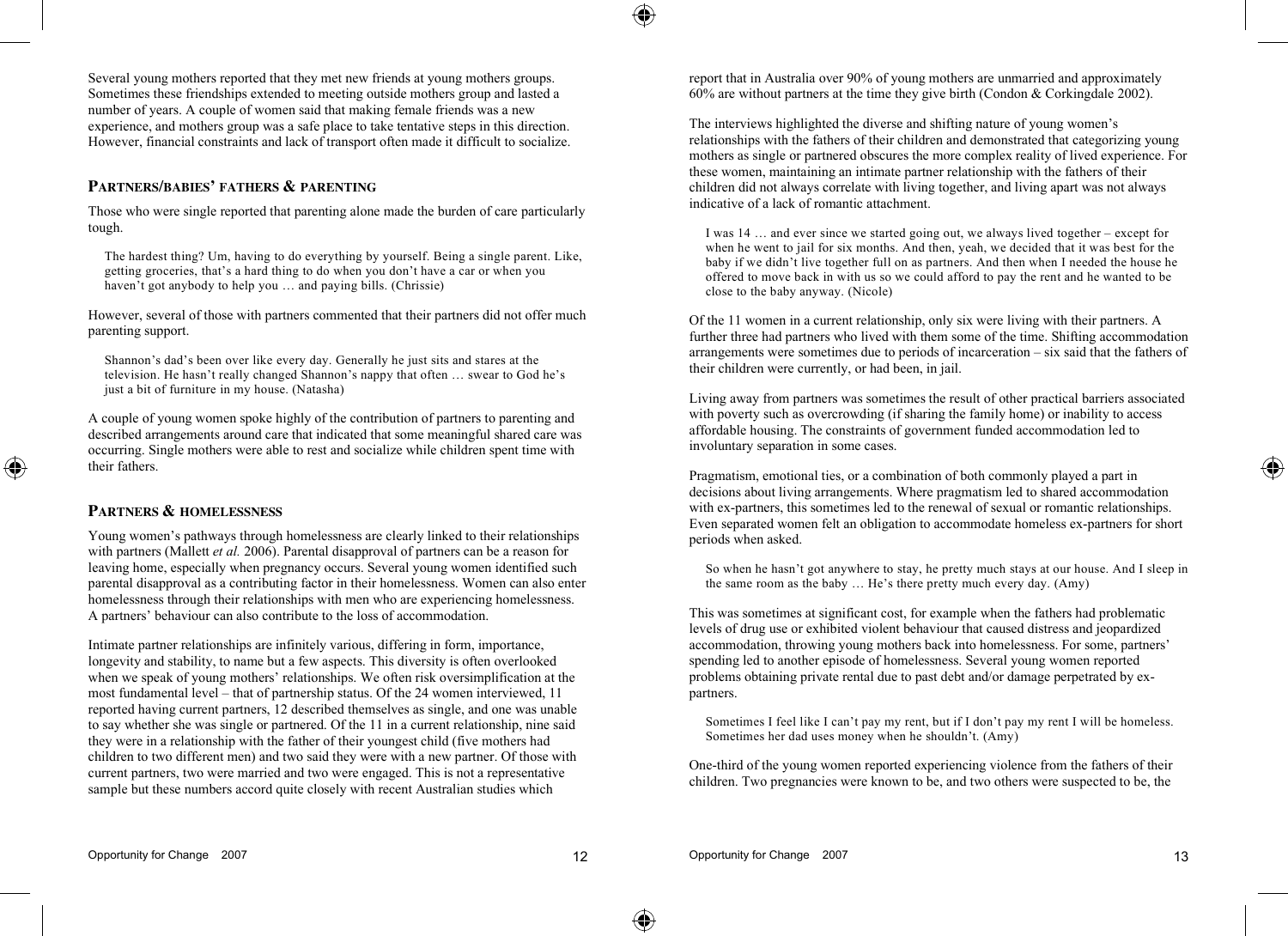Several young mothers reported that they met new friends at young mothers groups. Sometimes these friendships extended to meeting outside mothers group and lasted a number of years. A couple of women said that making female friends was a new experience, and mothers group was a safe place to take tentative steps in this direction. However, financial constraints and lack of transport often made it difficult to socialize.

### Partners/babies' fathers & parenting

Those who were single reported that parenting alone made the burden of care particularly tough.

> The hardest thing? Um, having to do everything by yourself. Being a single parent. Like, getting groceries, that's a hard thing to do when you don't have a car or when you haven't got anybody to help you … and paying bills. (Chrissie)

However, several of those with partners commented that their partners did not offer much parenting support.

> Shannon's dad's been over like every day. Generally he just sits and stares at the television. He hasn't really changed Shannon's nappy that often … swear to God he's just a bit of furniture in my house. (Natasha)

A couple of young women spoke highly of the contribution of partners to parenting and described arrangements around care that indicated that some meaningful shared care was occurring. Single mothers were able to rest and socialize while children spent time with their fathers.

### Partners & homelessness

Young women's pathways through homelessness are clearly linked to their relationships with partners (Mallett *et al.* 2006). Parental disapproval of partners can be a reason for leaving home, especially when pregnancy occurs. Several young women identified such parental disapproval as a contributing factor in their homelessness. Women can also enter homelessness through their relationships with men who are experiencing homelessness. A partners' behaviour can also contribute to the loss of accommodation.

Intimate partner relationships are infinitely various, differing in form, importance, longevity and stability, to name but a few aspects. This diversity is often overlooked when we speak of young mothers' relationships. We often risk oversimplification at the most fundamental level – that of partnership status. Of the 24 women interviewed, 11 reported having current partners, 12 described themselves as single, and one was unable to say whether she was single or partnered. Of the 11 in a current relationship, nine said they were in a relationship with the father of their youngest child (five mothers had children to two different men) and two said they were with a new partner. Of those with current partners, two were married and two were engaged. This is not a representative sample but these numbers accord quite closely with recent Australian studies which report that in Australia over 90% of young mothers are unmarried and approximately 60% are without partners at the time they give birth (Condon & Corkingdale 2002).

The interviews highlighted the diverse and shifting nature of young women's relationships with the fathers of their children and demonstrated that categorizing young mothers as single or partnered obscures the more complex reality of lived experience. For these women, maintaining an intimate partner relationship with the fathers of their children did not always correlate with living together, and living apart was not always indicative of a lack of romantic attachment.

> I was 14 … and ever since we started going out, we always lived together – except for when he went to jail for six months. And then, yeah, we decided that it was best for the baby if we didn't live together full on as partners. And then when I needed the house he offered to move back in with us so we could afford to pay the rent and he wanted to be close to the baby anyway. (Nicole)

Of the 11 women in a current relationship, only six were living with their partners. A further three had partners who lived with them some of the time. Shifting accommodation arrangements were sometimes due to periods of incarceration – six said that the fathers of their children were currently, or had been, in jail.

Living away from partners was sometimes the result of other practical barriers associated with poverty such as overcrowding (if sharing the family home) or inability to access affordable housing. The constraints of government funded accommodation led to involuntary separation in some cases.

Pragmatism, emotional ties, or a combination of both commonly played a part in decisions about living arrangements. Where pragmatism led to shared accommodation with ex-partners, this sometimes led to the renewal of sexual or romantic relationships. Even separated women felt an obligation to accommodate homeless ex-partners for short periods when asked.

> So when he hasn't got anywhere to stay, he pretty much stays at our house. And I sleep in the same room as the baby … He's there pretty much every day. (Amy)

This was sometimes at significant cost, for example when the fathers had problematic levels of drug use or exhibited violent behaviour that caused distress and jeopardized accommodation, throwing young mothers back into homelessness. For some, partners' spending led to another episode of homelessness. Several young women reported problems obtaining private rental due to past debt and/or damage perpetrated by ex-partners.

> Sometimes I feel like I can't pay my rent, but if I don't pay my rent I will be homeless. Sometimes her dad uses money when he shouldn't. (Amy)

One-third of the young women reported experiencing violence from the fathers of their children. Two pregnancies were known to be, and two others were suspected to be, the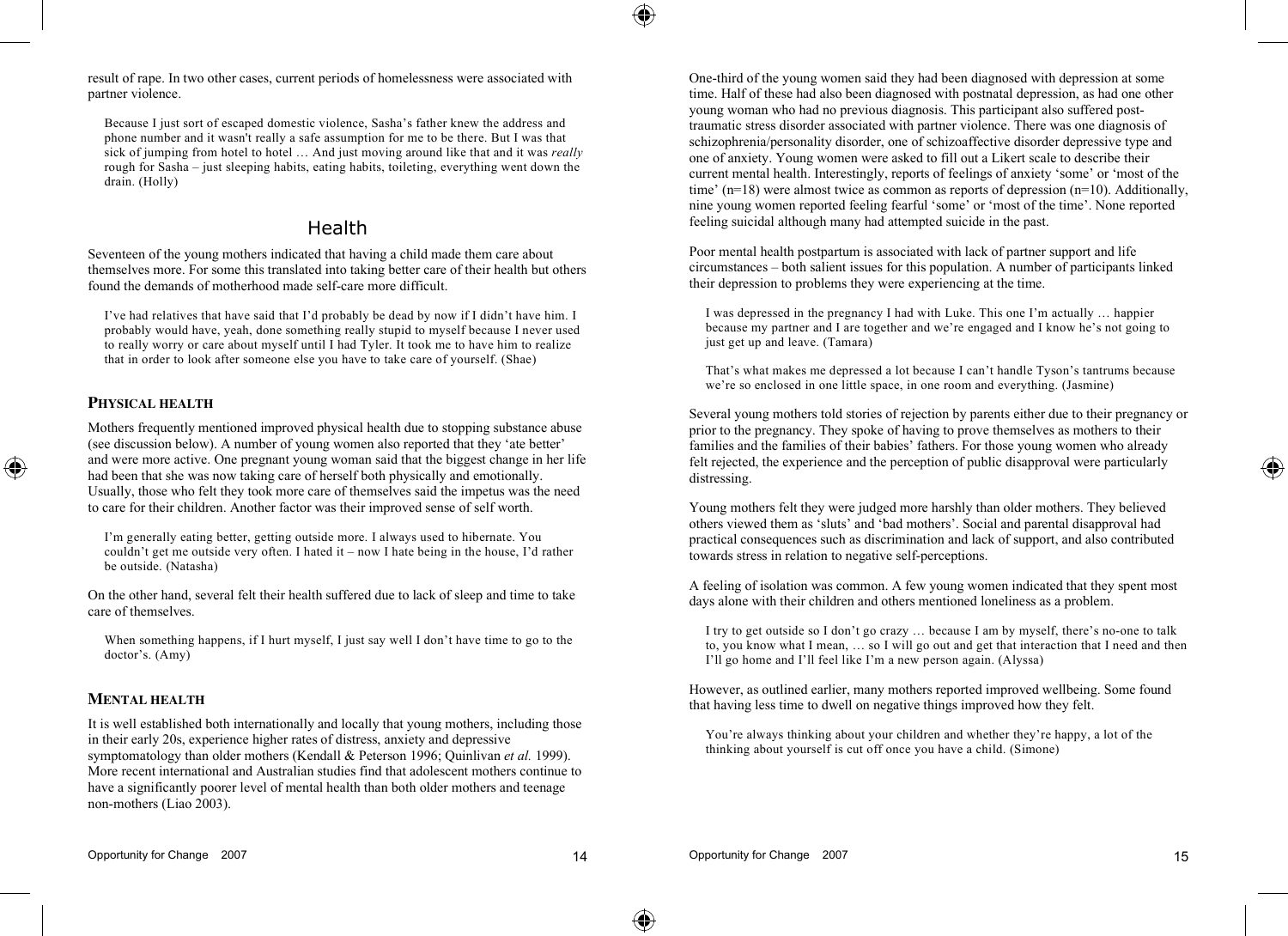result of rape. In two other cases, current periods of homelessness were associated with partner violence.

> Because I just sort of escaped domestic violence, Sasha's father knew the address and phone number and it wasn't really a safe assumption for me to be there. But I was that sick of jumping from hotel to hotel … And just moving around like that and it was *really* rough for Sasha – just sleeping habits, eating habits, toileting, everything went down the drain. (Holly)

## Health

Seventeen of the young mothers indicated that having a child made them care about themselves more. For some this translated into taking better care of their health but others found the demands of motherhood made self-care more difficult.

> I've had relatives that have said that I'd probably be dead by now if I didn't have him. I probably would have, yeah, done something really stupid to myself because I never used to really worry or care about myself until I had Tyler. It took me to have him to realize that in order to look after someone else you have to take care of yourself. (Shae)

### Physical health

Mothers frequently mentioned improved physical health due to stopping substance abuse (see discussion below). A number of young women also reported that they 'ate better' and were more active. One pregnant young woman said that the biggest change in her life had been that she was now taking care of herself both physically and emotionally. Usually, those who felt they took more care of themselves said the impetus was the need to care for their children. Another factor was their improved sense of self worth.

> I'm generally eating better, getting outside more. I always used to hibernate. You couldn't get me outside very often. I hated it – now I hate being in the house, I'd rather be outside. (Natasha)

On the other hand, several felt their health suffered due to lack of sleep and time to take care of themselves.

> When something happens, if I hurt myself, I just say well I don't have time to go to the doctor's. (Amy)

### Mental health

It is well established both internationally and locally that young mothers, including those in their early 20s, experience higher rates of distress, anxiety and depressive symptomatology than older mothers (Kendall & Peterson 1996; Quinlivan *et al.* 1999). More recent international and Australian studies find that adolescent mothers continue to have a significantly poorer level of mental health than both older mothers and teenage non-mothers (Liao 2003).

One-third of the young women said they had been diagnosed with depression at some time. Half of these had also been diagnosed with postnatal depression, as had one other young woman who had no previous diagnosis. This participant also suffered post-traumatic stress disorder associated with partner violence. There was one diagnosis of schizophrenia/personality disorder, one of schizoaffective disorder depressive type and one of anxiety. Young women were asked to fill out a Likert scale to describe their current mental health. Interestingly, reports of feelings of anxiety 'some' or 'most of the time' (n=18) were almost twice as common as reports of depression (n=10). Additionally, nine young women reported feeling fearful 'some' or 'most of the time'. None reported feeling suicidal although many had attempted suicide in the past.

Poor mental health postpartum is associated with lack of partner support and life circumstances – both salient issues for this population. A number of participants linked their depression to problems they were experiencing at the time.

> I was depressed in the pregnancy I had with Luke. This one I'm actually … happier because my partner and I are together and we're engaged and I know he's not going to just get up and leave. (Tamara)

> That's what makes me depressed a lot because I can't handle Tyson's tantrums because we're so enclosed in one little space, in one room and everything. (Jasmine)

Several young mothers told stories of rejection by parents either due to their pregnancy or prior to the pregnancy. They spoke of having to prove themselves as mothers to their families and the families of their babies' fathers. For those young women who already felt rejected, the experience and the perception of public disapproval were particularly distressing.

Young mothers felt they were judged more harshly than older mothers. They believed others viewed them as 'sluts' and 'bad mothers'. Social and parental disapproval had practical consequences such as discrimination and lack of support, and also contributed towards stress in relation to negative self-perceptions.

A feeling of isolation was common. A few young women indicated that they spent most days alone with their children and others mentioned loneliness as a problem.

> I try to get outside so I don't go crazy … because I am by myself, there's no-one to talk to, you know what I mean, … so I will go out and get that interaction that I need and then I'll go home and I'll feel like I'm a new person again. (Alyssa)

However, as outlined earlier, many mothers reported improved wellbeing. Some found that having less time to dwell on negative things improved how they felt.

> You're always thinking about your children and whether they're happy, a lot of the thinking about yourself is cut off once you have a child. (Simone)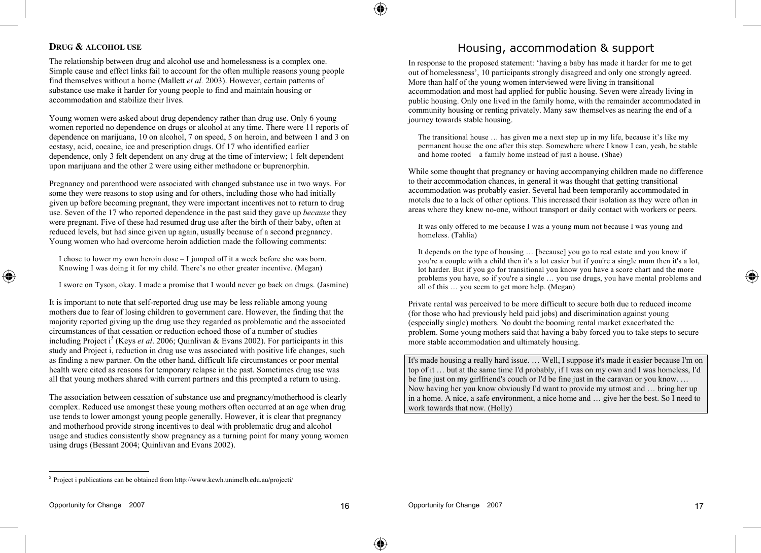## Drug & alcohol use

The relationship between drug and alcohol use and homelessness is a complex one. Simple cause and effect links fail to account for the often multiple reasons young people find themselves without a home (Mallett *et al.* 2003). However, certain patterns of substance use make it harder for young people to find and maintain housing or accommodation and stabilize their lives.

Young women were asked about drug dependency rather than drug use. Only 6 young women reported no dependence on drugs or alcohol at any time. There were 11 reports of dependence on marijuana, 10 on alcohol, 7 on speed, 5 on heroin, and between 1 and 3 on ecstasy, acid, cocaine, ice and prescription drugs. Of 17 who identified earlier dependence, only 3 felt dependent on any drug at the time of interview; 1 felt dependent upon marijuana and the other 2 were using either methadone or buprenorphin.

Pregnancy and parenthood were associated with changed substance use in two ways. For some they were reasons to stop using and for others, including those who had initially given up before becoming pregnant, they were important incentives not to return to drug use. Seven of the 17 who reported dependence in the past said they gave up *because* they were pregnant. Five of these had resumed drug use after the birth of their baby, often at reduced levels, but had since given up again, usually because of a second pregnancy. Young women who had overcome heroin addiction made the following comments:

> I chose to lower my own heroin dose – I jumped off it a week before she was born. Knowing I was doing it for my child. There's no other greater incentive. (Megan)

> I swore on Tyson, okay. I made a promise that I would never go back on drugs. (Jasmine)

It is important to note that self-reported drug use may be less reliable among young mothers due to fear of losing children to government care. However, the finding that the majority reported giving up the drug use they regarded as problematic and the associated circumstances of that cessation or reduction echoed those of a number of studies including Project i[3] (Keys *et al*. 2006; Quinlivan & Evans 2002). For participants in this study and Project i, reduction in drug use was associated with positive life changes, such as finding a new partner. On the other hand, difficult life circumstances or poor mental health were cited as reasons for temporary relapse in the past. Sometimes drug use was all that young mothers shared with current partners and this prompted a return to using.

The association between cessation of substance use and pregnancy/motherhood is clearly complex. Reduced use amongst these young mothers often occurred at an age when drug use tends to lower amongst young people generally. However, it is clear that pregnancy and motherhood provide strong incentives to deal with problematic drug and alcohol usage and studies consistently show pregnancy as a turning point for many young women using drugs (Bessant 2004; Quinlivan and Evans 2002).

[3] Project i publications can be obtained from http://www.kcwh.unimelb.edu.au/projecti/

## Housing, accommodation & support

In response to the proposed statement: 'having a baby has made it harder for me to get out of homelessness', 10 participants strongly disagreed and only one strongly agreed. More than half of the young women interviewed were living in transitional accommodation and most had applied for public housing. Seven were already living in public housing. Only one lived in the family home, with the remainder accommodated in community housing or renting privately. Many saw themselves as nearing the end of a journey towards stable housing.

> The transitional house … has given me a next step up in my life, because it's like my permanent house the one after this step. Somewhere where I know I can, yeah, be stable and home rooted – a family home instead of just a house. (Shae)

While some thought that pregnancy or having accompanying children made no difference to their accommodation chances, in general it was thought that getting transitional accommodation was probably easier. Several had been temporarily accommodated in motels due to a lack of other options. This increased their isolation as they were often in areas where they knew no-one, without transport or daily contact with workers or peers.

> It was only offered to me because I was a young mum not because I was young and homeless. (Tahlia)

> It depends on the type of housing … [because] you go to real estate and you know if you're a couple with a child then it's a lot easier but if you're a single mum then it's a lot, lot harder. But if you go for transitional you know you have a score chart and the more problems you have, so if you're a single … you use drugs, you have mental problems and all of this … you seem to get more help. (Megan)

Private rental was perceived to be more difficult to secure both due to reduced income (for those who had previously held paid jobs) and discrimination against young (especially single) mothers. No doubt the booming rental market exacerbated the problem. Some young mothers said that having a baby forced you to take steps to secure more stable accommodation and ultimately housing.

> It's made housing a really hard issue. … Well, I suppose it's made it easier because I'm on top of it … but at the same time I'd probably, if I was on my own and I was homeless, I'd be fine just on my girlfriend's couch or I'd be fine just in the caravan or you know. … Now having her you know obviously I'd want to provide my utmost and … bring her up in a home. A nice, a safe environment, a nice home and … give her the best. So I need to work towards that now. (Holly)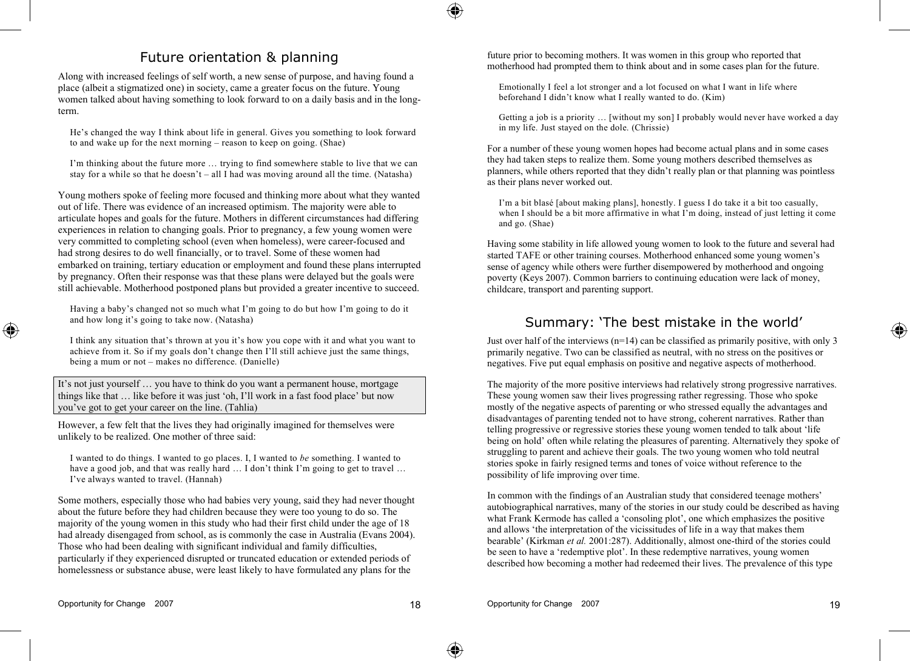## Future orientation & planning

Along with increased feelings of self worth, a new sense of purpose, and having found a place (albeit a stigmatized one) in society, came a greater focus on the future. Young women talked about having something to look forward to on a daily basis and in the long-term.

> He's changed the way I think about life in general. Gives you something to look forward to and wake up for the next morning – reason to keep on going. (Shae)

> I'm thinking about the future more … trying to find somewhere stable to live that we can stay for a while so that he doesn't – all I had was moving around all the time. (Natasha)

Young mothers spoke of feeling more focused and thinking more about what they wanted out of life. There was evidence of an increased optimism. The majority were able to articulate hopes and goals for the future. Mothers in different circumstances had differing experiences in relation to changing goals. Prior to pregnancy, a few young women were very committed to completing school (even when homeless), were career-focused and had strong desires to do well financially, or to travel. Some of these women had embarked on training, tertiary education or employment and found these plans interrupted by pregnancy. Often their response was that these plans were delayed but the goals were still achievable. Motherhood postponed plans but provided a greater incentive to succeed.

> Having a baby's changed not so much what I'm going to do but how I'm going to do it and how long it's going to take now. (Natasha)

> I think any situation that's thrown at you it's how you cope with it and what you want to achieve from it. So if my goals don't change then I'll still achieve just the same things, being a mum or not – makes no difference. (Danielle)

> It's not just yourself … you have to think do you want a permanent house, mortgage things like that … like before it was just 'oh, I'll work in a fast food place' but now you've got to get your career on the line. (Tahlia)

However, a few felt that the lives they had originally imagined for themselves were unlikely to be realized. One mother of three said:

> I wanted to do things. I wanted to go places. I, I wanted to *be* something. I wanted to have a good job, and that was really hard … I don't think I'm going to get to travel … I've always wanted to travel. (Hannah)

Some mothers, especially those who had babies very young, said they had never thought about the future before they had children because they were too young to do so. The majority of the young women in this study who had their first child under the age of 18 had already disengaged from school, as is commonly the case in Australia (Evans 2004). Those who had been dealing with significant individual and family difficulties, particularly if they experienced disrupted or truncated education or extended periods of homelessness or substance abuse, were least likely to have formulated any plans for the future prior to becoming mothers. It was women in this group who reported that motherhood had prompted them to think about and in some cases plan for the future.

> Emotionally I feel a lot stronger and a lot focused on what I want in life where beforehand I didn't know what I really wanted to do. (Kim)

> Getting a job is a priority … [without my son] I probably would never have worked a day in my life. Just stayed on the dole. (Chrissie)

For a number of these young women hopes had become actual plans and in some cases they had taken steps to realize them. Some young mothers described themselves as planners, while others reported that they didn't really plan or that planning was pointless as their plans never worked out.

> I'm a bit blasé [about making plans], honestly. I guess I do take it a bit too casually, when I should be a bit more affirmative in what I'm doing, instead of just letting it come and go. (Shae)

Having some stability in life allowed young women to look to the future and several had started TAFE or other training courses. Motherhood enhanced some young women's sense of agency while others were further disempowered by motherhood and ongoing poverty (Keys 2007). Common barriers to continuing education were lack of money, childcare, transport and parenting support.

## Summary: 'The best mistake in the world'

Just over half of the interviews (n=14) can be classified as primarily positive, with only 3 primarily negative. Two can be classified as neutral, with no stress on the positives or negatives. Five put equal emphasis on positive and negative aspects of motherhood.

The majority of the more positive interviews had relatively strong progressive narratives. These young women saw their lives progressing rather regressing. Those who spoke mostly of the negative aspects of parenting or who stressed equally the advantages and disadvantages of parenting tended not to have strong, coherent narratives. Rather than telling progressive or regressive stories these young women tended to talk about 'life being on hold' often while relating the pleasures of parenting. Alternatively they spoke of struggling to parent and achieve their goals. The two young women who told neutral stories spoke in fairly resigned terms and tones of voice without reference to the possibility of life improving over time.

In common with the findings of an Australian study that considered teenage mothers' autobiographical narratives, many of the stories in our study could be described as having what Frank Kermode has called a 'consoling plot', one which emphasizes the positive and allows 'the interpretation of the vicissitudes of life in a way that makes them bearable' (Kirkman *et al.* 2001:287). Additionally, almost one-third of the stories could be seen to have a 'redemptive plot'. In these redemptive narratives, young women described how becoming a mother had redeemed their lives. The prevalence of this type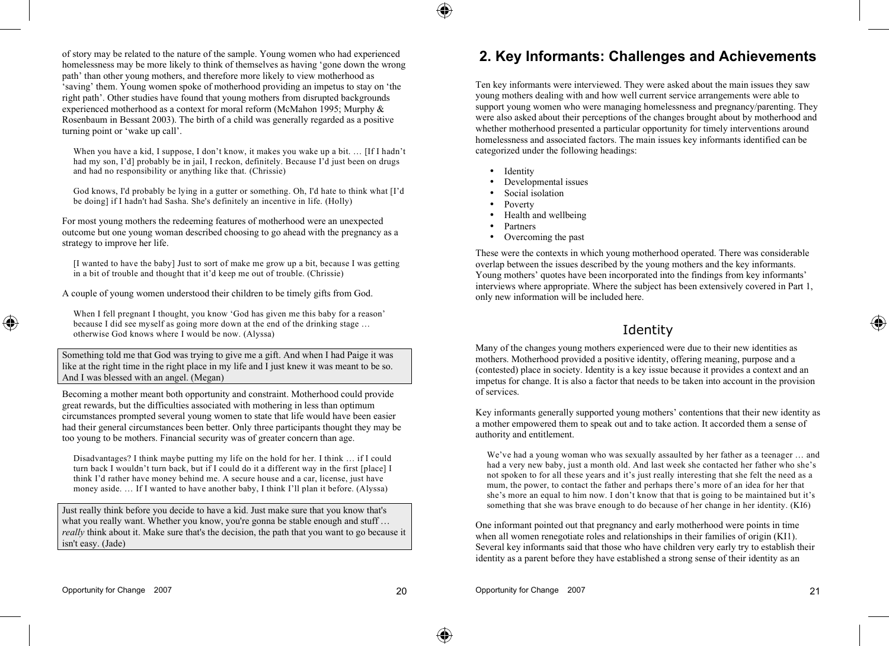of story may be related to the nature of the sample. Young women who had experienced homelessness may be more likely to think of themselves as having 'gone down the wrong path' than other young mothers, and therefore more likely to view motherhood as 'saving' them. Young women spoke of motherhood providing an impetus to stay on 'the right path'. Other studies have found that young mothers from disrupted backgrounds experienced motherhood as a context for moral reform (McMahon 1995; Murphy & Rosenbaum in Bessant 2003). The birth of a child was generally regarded as a positive turning point or 'wake up call'.

> When you have a kid, I suppose, I don't know, it makes you wake up a bit. … [If I hadn't had my son, I'd] probably be in jail, I reckon, definitely. Because I'd just been on drugs and had no responsibility or anything like that. (Chrissie)

> God knows, I'd probably be lying in a gutter or something. Oh, I'd hate to think what [I'd be doing] if I hadn't had Sasha. She's definitely an incentive in life. (Holly)

For most young mothers the redeeming features of motherhood were an unexpected outcome but one young woman described choosing to go ahead with the pregnancy as a strategy to improve her life.

> [I wanted to have the baby] Just to sort of make me grow up a bit, because I was getting in a bit of trouble and thought that it'd keep me out of trouble. (Chrissie)

A couple of young women understood their children to be timely gifts from God.

> When I fell pregnant I thought, you know 'God has given me this baby for a reason' because I did see myself as going more down at the end of the drinking stage … otherwise God knows where I would be now. (Alyssa)

| Something told me that God was trying to give me a gift. And when I had Paige it was like at the right time in the right place in my life and I just knew it was meant to be so. And I was blessed with an angel. (Megan) |
|---|

Becoming a mother meant both opportunity and constraint. Motherhood could provide great rewards, but the difficulties associated with mothering in less than optimum circumstances prompted several young women to state that life would have been easier had their general circumstances been better. Only three participants thought they may be too young to be mothers. Financial security was of greater concern than age.

> Disadvantages? I think maybe putting my life on the hold for her. I think … if I could turn back I wouldn't turn back, but if I could do it a different way in the first [place] I think I'd rather have money behind me. A secure house and a car, license, just have money aside. … If I wanted to have another baby, I think I'll plan it before. (Alyssa)

| Just really think before you decide to have a kid. Just make sure that you know that's what you really want. Whether you know, you're gonna be stable enough and stuff … *really* think about it. Make sure that's the decision, the path that you want to go because it isn't easy. (Jade) |
|---|

## 2. Key Informants: Challenges and Achievements

Ten key informants were interviewed. They were asked about the main issues they saw young mothers dealing with and how well current service arrangements were able to support young women who were managing homelessness and pregnancy/parenting. They were also asked about their perceptions of the changes brought about by motherhood and whether motherhood presented a particular opportunity for timely interventions around homelessness and associated factors. The main issues key informants identified can be categorized under the following headings:

- Identity
- Developmental issues
- Social isolation
- Poverty
- Health and wellbeing
- Partners
- Overcoming the past

These were the contexts in which young motherhood operated. There was considerable overlap between the issues described by the young mothers and the key informants. Young mothers' quotes have been incorporated into the findings from key informants' interviews where appropriate. Where the subject has been extensively covered in Part 1, only new information will be included here.

### Identity

Many of the changes young mothers experienced were due to their new identities as mothers. Motherhood provided a positive identity, offering meaning, purpose and a (contested) place in society. Identity is a key issue because it provides a context and an impetus for change. It is also a factor that needs to be taken into account in the provision of services.

Key informants generally supported young mothers' contentions that their new identity as a mother empowered them to speak out and to take action. It accorded them a sense of authority and entitlement.

> We've had a young woman who was sexually assaulted by her father as a teenager … and had a very new baby, just a month old. And last week she contacted her father who she's not spoken to for all these years and it's just really interesting that she felt the need as a mum, the power, to contact the father and perhaps there's more of an idea for her that she's more an equal to him now. I don't know that that is going to be maintained but it's something that she was brave enough to do because of her change in her identity. (KI6)

One informant pointed out that pregnancy and early motherhood were points in time when all women renegotiate roles and relationships in their families of origin (KI1). Several key informants said that those who have children very early try to establish their identity as a parent before they have established a strong sense of their identity as an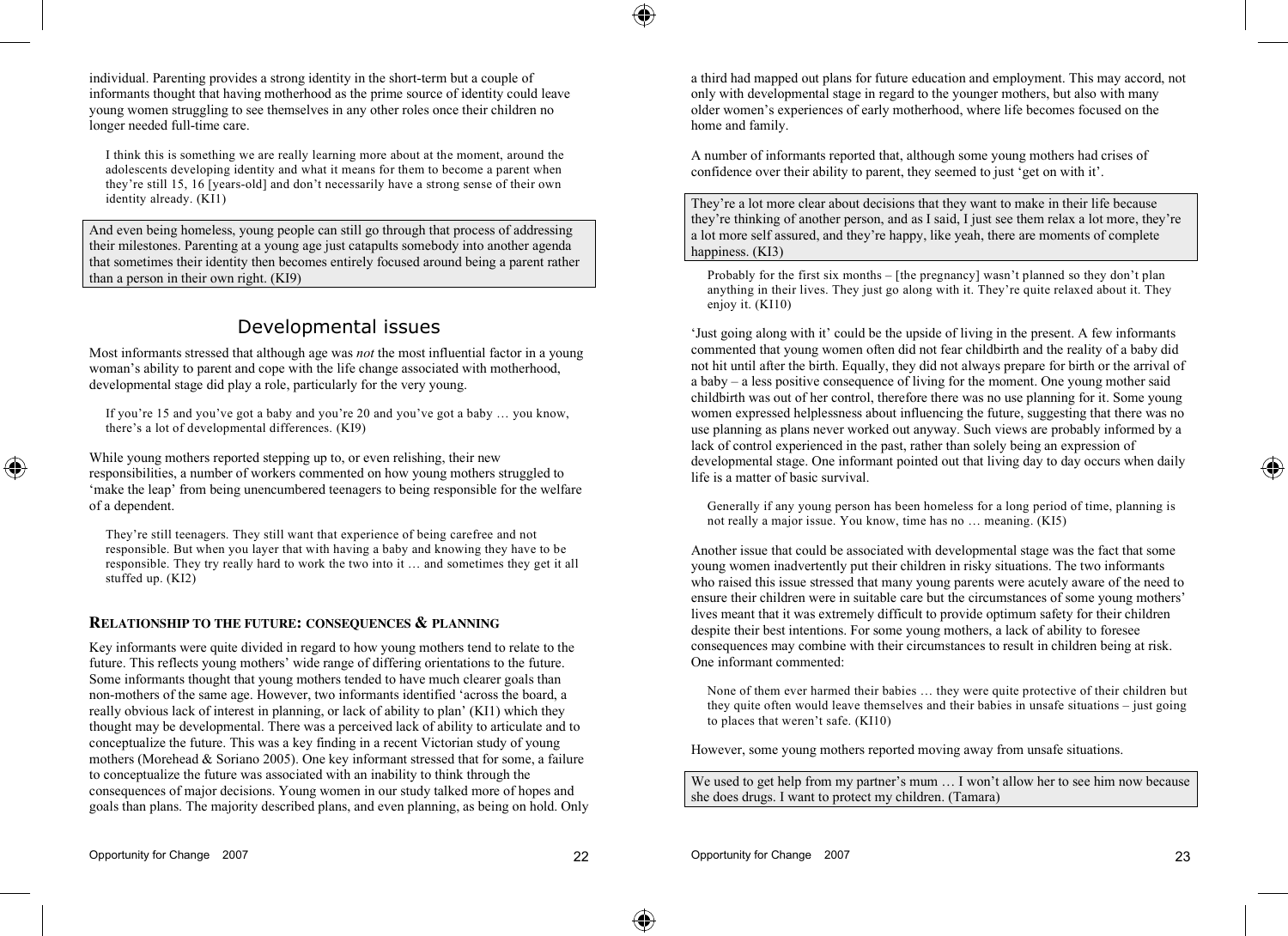individual. Parenting provides a strong identity in the short-term but a couple of informants thought that having motherhood as the prime source of identity could leave young women struggling to see themselves in any other roles once their children no longer needed full-time care.

> I think this is something we are really learning more about at the moment, around the adolescents developing identity and what it means for them to become a parent when they're still 15, 16 [years-old] and don't necessarily have a strong sense of their own identity already. (KI1)

> And even being homeless, young people can still go through that process of addressing their milestones. Parenting at a young age just catapults somebody into another agenda that sometimes their identity then becomes entirely focused around being a parent rather than a person in their own right. (KI9)

## Developmental issues

Most informants stressed that although age was *not* the most influential factor in a young woman's ability to parent and cope with the life change associated with motherhood, developmental stage did play a role, particularly for the very young.

> If you're 15 and you've got a baby and you're 20 and you've got a baby … you know, there's a lot of developmental differences. (KI9)

While young mothers reported stepping up to, or even relishing, their new responsibilities, a number of workers commented on how young mothers struggled to 'make the leap' from being unencumbered teenagers to being responsible for the welfare of a dependent.

> They're still teenagers. They still want that experience of being carefree and not responsible. But when you layer that with having a baby and knowing they have to be responsible. They try really hard to work the two into it … and sometimes they get it all stuffed up. (KI2)

### RELATIONSHIP TO THE FUTURE: CONSEQUENCES & PLANNING

Key informants were quite divided in regard to how young mothers tend to relate to the future. This reflects young mothers' wide range of differing orientations to the future. Some informants thought that young mothers tended to have much clearer goals than non-mothers of the same age. However, two informants identified 'across the board, a really obvious lack of interest in planning, or lack of ability to plan' (KI1) which they thought may be developmental. There was a perceived lack of ability to articulate and to conceptualize the future. This was a key finding in a recent Victorian study of young mothers (Morehead & Soriano 2005). One key informant stressed that for some, a failure to conceptualize the future was associated with an inability to think through the consequences of major decisions. Young women in our study talked more of hopes and goals than plans. The majority described plans, and even planning, as being on hold. Only a third had mapped out plans for future education and employment. This may accord, not only with developmental stage in regard to the younger mothers, but also with many older women's experiences of early motherhood, where life becomes focused on the home and family.

A number of informants reported that, although some young mothers had crises of confidence over their ability to parent, they seemed to just 'get on with it'.

> They're a lot more clear about decisions that they want to make in their life because they're thinking of another person, and as I said, I just see them relax a lot more, they're a lot more self assured, and they're happy, like yeah, there are moments of complete happiness. (KI3)

> Probably for the first six months – [the pregnancy] wasn't planned so they don't plan anything in their lives. They just go along with it. They're quite relaxed about it. They enjoy it. (KI10)

'Just going along with it' could be the upside of living in the present. A few informants commented that young women often did not fear childbirth and the reality of a baby did not hit until after the birth. Equally, they did not always prepare for birth or the arrival of a baby – a less positive consequence of living for the moment. One young mother said childbirth was out of her control, therefore there was no use planning for it. Some young women expressed helplessness about influencing the future, suggesting that there was no use planning as plans never worked out anyway. Such views are probably informed by a lack of control experienced in the past, rather than solely being an expression of developmental stage. One informant pointed out that living day to day occurs when daily life is a matter of basic survival.

> Generally if any young person has been homeless for a long period of time, planning is not really a major issue. You know, time has no … meaning. (KI5)

Another issue that could be associated with developmental stage was the fact that some young women inadvertently put their children in risky situations. The two informants who raised this issue stressed that many young parents were acutely aware of the need to ensure their children were in suitable care but the circumstances of some young mothers' lives meant that it was extremely difficult to provide optimum safety for their children despite their best intentions. For some young mothers, a lack of ability to foresee consequences may combine with their circumstances to result in children being at risk. One informant commented:

> None of them ever harmed their babies … they were quite protective of their children but they quite often would leave themselves and their babies in unsafe situations – just going to places that weren't safe. (KI10)

However, some young mothers reported moving away from unsafe situations.

> We used to get help from my partner's mum … I won't allow her to see him now because she does drugs. I want to protect my children. (Tamara)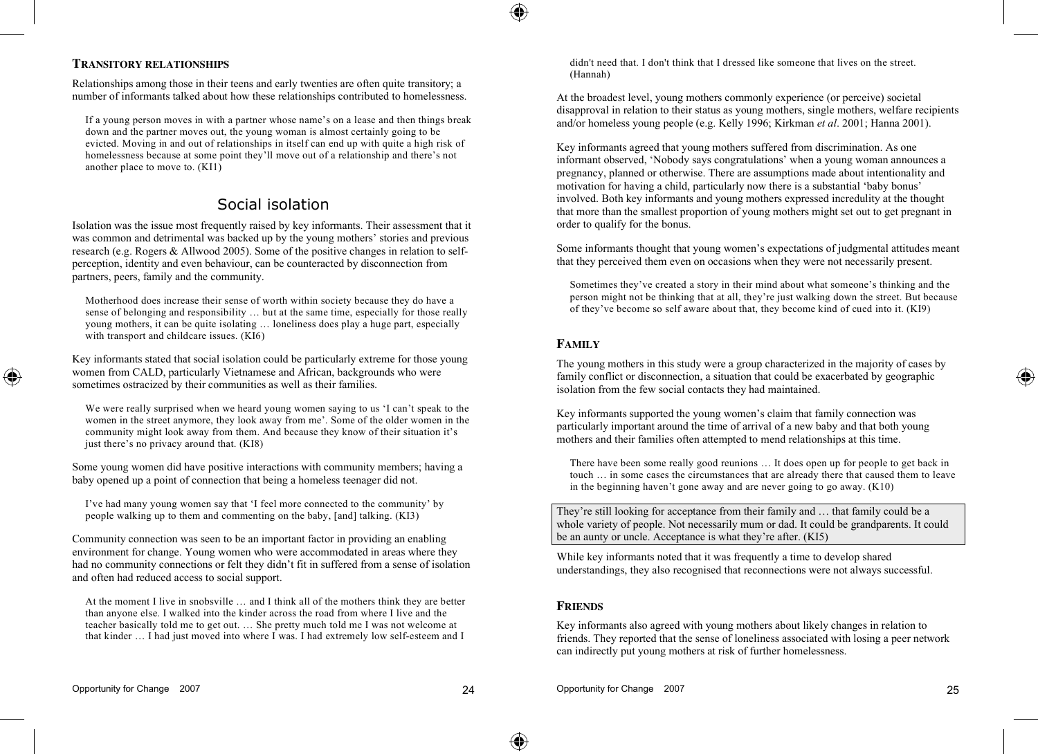### TRANSITORY RELATIONSHIPS

Relationships among those in their teens and early twenties are often quite transitory; a number of informants talked about how these relationships contributed to homelessness.

> If a young person moves in with a partner whose name's on a lease and then things break down and the partner moves out, the young woman is almost certainly going to be evicted. Moving in and out of relationships in itself can end up with quite a high risk of homelessness because at some point they'll move out of a relationship and there's not another place to move to. (KI1)

## Social isolation

Isolation was the issue most frequently raised by key informants. Their assessment that it was common and detrimental was backed up by the young mothers' stories and previous research (e.g. Rogers & Allwood 2005). Some of the positive changes in relation to self-perception, identity and even behaviour, can be counteracted by disconnection from partners, peers, family and the community.

> Motherhood does increase their sense of worth within society because they do have a sense of belonging and responsibility … but at the same time, especially for those really young mothers, it can be quite isolating … loneliness does play a huge part, especially with transport and childcare issues. (KI6)

Key informants stated that social isolation could be particularly extreme for those young women from CALD, particularly Vietnamese and African, backgrounds who were sometimes ostracized by their communities as well as their families.

> We were really surprised when we heard young women saying to us 'I can't speak to the women in the street anymore, they look away from me'. Some of the older women in the community might look away from them. And because they know of their situation it's just there's no privacy around that. (KI8)

Some young women did have positive interactions with community members; having a baby opened up a point of connection that being a homeless teenager did not.

> I've had many young women say that 'I feel more connected to the community' by people walking up to them and commenting on the baby, [and] talking. (KI3)

Community connection was seen to be an important factor in providing an enabling environment for change. Young women who were accommodated in areas where they had no community connections or felt they didn't fit in suffered from a sense of isolation and often had reduced access to social support.

> At the moment I live in snobsville … and I think all of the mothers think they are better than anyone else. I walked into the kinder across the road from where I live and the teacher basically told me to get out. … She pretty much told me I was not welcome at that kinder … I had just moved into where I was. I had extremely low self-esteem and I didn't need that. I don't think that I dressed like someone that lives on the street. (Hannah)

At the broadest level, young mothers commonly experience (or perceive) societal disapproval in relation to their status as young mothers, single mothers, welfare recipients and/or homeless young people (e.g. Kelly 1996; Kirkman *et al*. 2001; Hanna 2001).

Key informants agreed that young mothers suffered from discrimination. As one informant observed, 'Nobody says congratulations' when a young woman announces a pregnancy, planned or otherwise. There are assumptions made about intentionality and motivation for having a child, particularly now there is a substantial 'baby bonus' involved. Both key informants and young mothers expressed incredulity at the thought that more than the smallest proportion of young mothers might set out to get pregnant in order to qualify for the bonus.

Some informants thought that young women's expectations of judgmental attitudes meant that they perceived them even on occasions when they were not necessarily present.

> Sometimes they've created a story in their mind about what someone's thinking and the person might not be thinking that at all, they're just walking down the street. But because of they've become so self aware about that, they become kind of cued into it. (KI9)

### FAMILY

The young mothers in this study were a group characterized in the majority of cases by family conflict or disconnection, a situation that could be exacerbated by geographic isolation from the few social contacts they had maintained.

Key informants supported the young women's claim that family connection was particularly important around the time of arrival of a new baby and that both young mothers and their families often attempted to mend relationships at this time.

> There have been some really good reunions … It does open up for people to get back in touch … in some cases the circumstances that are already there that caused them to leave in the beginning haven't gone away and are never going to go away. (K10)

> They're still looking for acceptance from their family and … that family could be a whole variety of people. Not necessarily mum or dad. It could be grandparents. It could be an aunty or uncle. Acceptance is what they're after. (KI5)

While key informants noted that it was frequently a time to develop shared understandings, they also recognised that reconnections were not always successful.

### FRIENDS

Key informants also agreed with young mothers about likely changes in relation to friends. They reported that the sense of loneliness associated with losing a peer network can indirectly put young mothers at risk of further homelessness.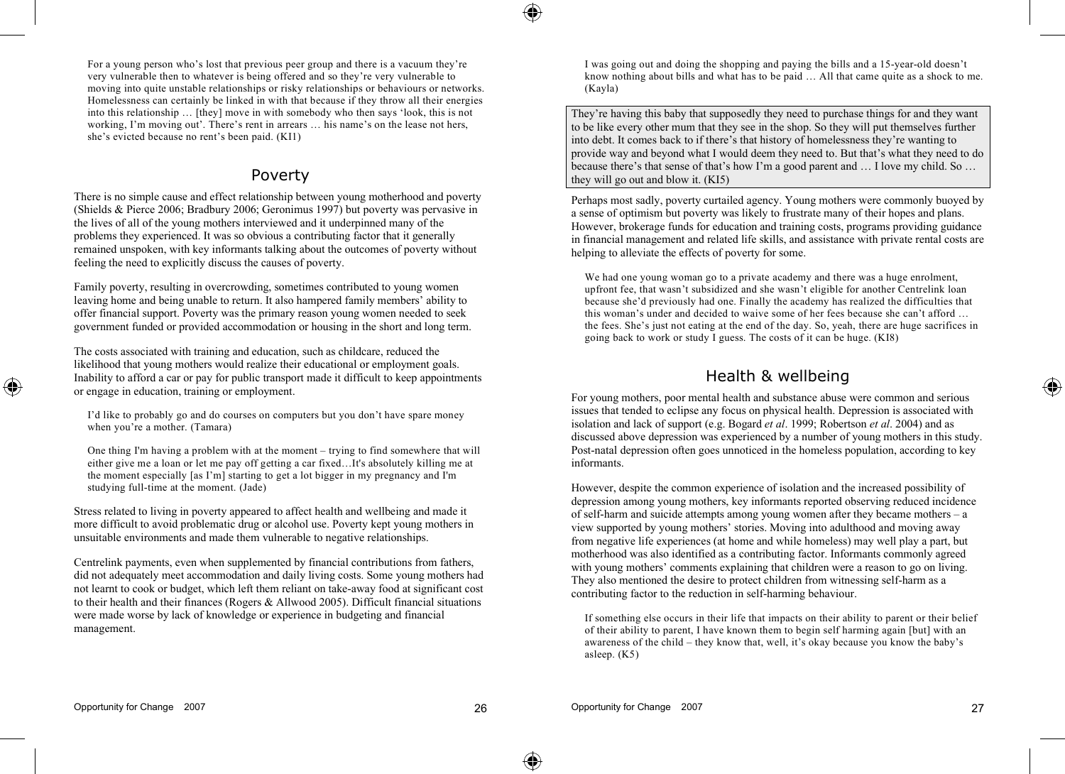> For a young person who's lost that previous peer group and there is a vacuum they're very vulnerable then to whatever is being offered and so they're very vulnerable to moving into quite unstable relationships or risky relationships or behaviours or networks. Homelessness can certainly be linked in with that because if they throw all their energies into this relationship … [they] move in with somebody who then says 'look, this is not working, I'm moving out'. There's rent in arrears … his name's on the lease not hers, she's evicted because no rent's been paid. (KI1)

## Poverty

There is no simple cause and effect relationship between young motherhood and poverty (Shields & Pierce 2006; Bradbury 2006; Geronimus 1997) but poverty was pervasive in the lives of all of the young mothers interviewed and it underpinned many of the problems they experienced. It was so obvious a contributing factor that it generally remained unspoken, with key informants talking about the outcomes of poverty without feeling the need to explicitly discuss the causes of poverty.

Family poverty, resulting in overcrowding, sometimes contributed to young women leaving home and being unable to return. It also hampered family members' ability to offer financial support. Poverty was the primary reason young women needed to seek government funded or provided accommodation or housing in the short and long term.

The costs associated with training and education, such as childcare, reduced the likelihood that young mothers would realize their educational or employment goals. Inability to afford a car or pay for public transport made it difficult to keep appointments or engage in education, training or employment.

> I'd like to probably go and do courses on computers but you don't have spare money when you're a mother. (Tamara)

> One thing I'm having a problem with at the moment – trying to find somewhere that will either give me a loan or let me pay off getting a car fixed…It's absolutely killing me at the moment especially [as I'm] starting to get a lot bigger in my pregnancy and I'm studying full-time at the moment. (Jade)

Stress related to living in poverty appeared to affect health and wellbeing and made it more difficult to avoid problematic drug or alcohol use. Poverty kept young mothers in unsuitable environments and made them vulnerable to negative relationships.

Centrelink payments, even when supplemented by financial contributions from fathers, did not adequately meet accommodation and daily living costs. Some young mothers had not learnt to cook or budget, which left them reliant on take-away food at significant cost to their health and their finances (Rogers & Allwood 2005). Difficult financial situations were made worse by lack of knowledge or experience in budgeting and financial management.

> I was going out and doing the shopping and paying the bills and a 15-year-old doesn't know nothing about bills and what has to be paid … All that came quite as a shock to me. (Kayla)

> They're having this baby that supposedly they need to purchase things for and they want to be like every other mum that they see in the shop. So they will put themselves further into debt. It comes back to if there's that history of homelessness they're wanting to provide way and beyond what I would deem they need to. But that's what they need to do because there's that sense of that's how I'm a good parent and … I love my child. So … they will go out and blow it. (KI5)

Perhaps most sadly, poverty curtailed agency. Young mothers were commonly buoyed by a sense of optimism but poverty was likely to frustrate many of their hopes and plans. However, brokerage funds for education and training costs, programs providing guidance in financial management and related life skills, and assistance with private rental costs are helping to alleviate the effects of poverty for some.

> We had one young woman go to a private academy and there was a huge enrolment, upfront fee, that wasn't subsidized and she wasn't eligible for another Centrelink loan because she'd previously had one. Finally the academy has realized the difficulties that this woman's under and decided to waive some of her fees because she can't afford … the fees. She's just not eating at the end of the day. So, yeah, there are huge sacrifices in going back to work or study I guess. The costs of it can be huge. (KI8)

## Health & wellbeing

For young mothers, poor mental health and substance abuse were common and serious issues that tended to eclipse any focus on physical health. Depression is associated with isolation and lack of support (e.g. Bogard *et al*. 1999; Robertson *et al*. 2004) and as discussed above depression was experienced by a number of young mothers in this study. Post-natal depression often goes unnoticed in the homeless population, according to key informants.

However, despite the common experience of isolation and the increased possibility of depression among young mothers, key informants reported observing reduced incidence of self-harm and suicide attempts among young women after they became mothers – a view supported by young mothers' stories. Moving into adulthood and moving away from negative life experiences (at home and while homeless) may well play a part, but motherhood was also identified as a contributing factor. Informants commonly agreed with young mothers' comments explaining that children were a reason to go on living. They also mentioned the desire to protect children from witnessing self-harm as a contributing factor to the reduction in self-harming behaviour.

> If something else occurs in their life that impacts on their ability to parent or their belief of their ability to parent, I have known them to begin self harming again [but] with an awareness of the child – they know that, well, it's okay because you know the baby's asleep. (K5)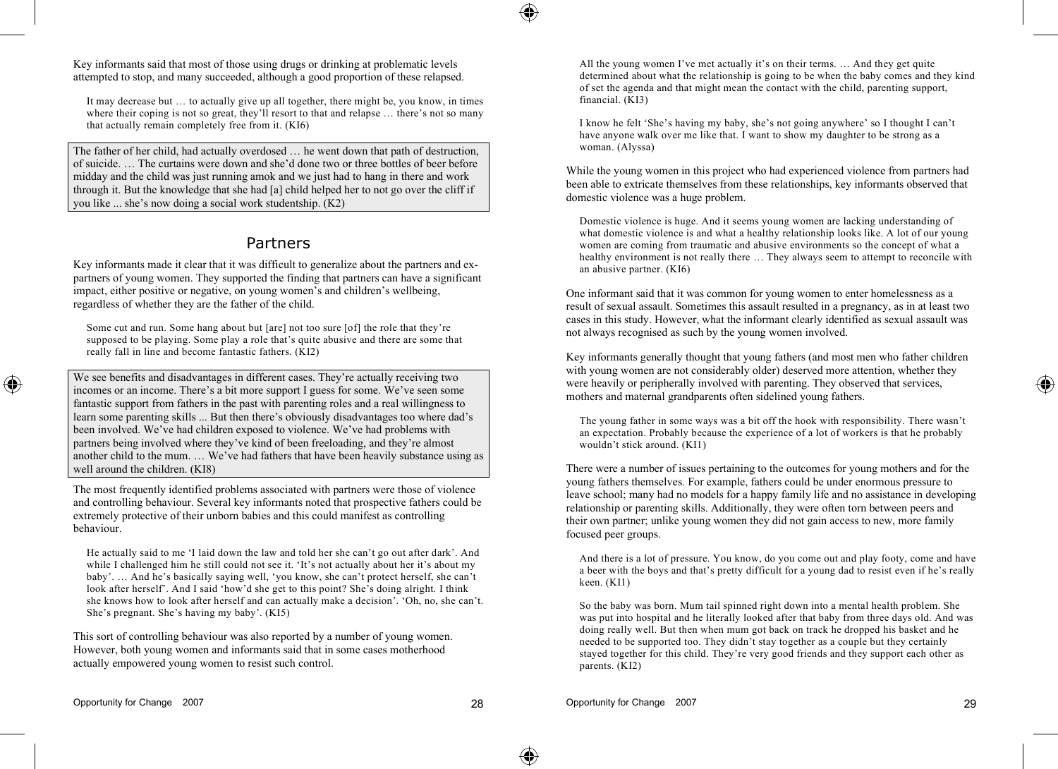Key informants said that most of those using drugs or drinking at problematic levels attempted to stop, and many succeeded, although a good proportion of these relapsed.

> It may decrease but … to actually give up all together, there might be, you know, in times where their coping is not so great, they'll resort to that and relapse … there's not so many that actually remain completely free from it. (KI6)

> The father of her child, had actually overdosed … he went down that path of destruction, of suicide. … The curtains were down and she'd done two or three bottles of beer before midday and the child was just running amok and we just had to hang in there and work through it. But the knowledge that she had [a] child helped her to not go over the cliff if you like ... she's now doing a social work studentship. (K2)

## Partners

Key informants made it clear that it was difficult to generalize about the partners and ex-partners of young women. They supported the finding that partners can have a significant impact, either positive or negative, on young women's and children's wellbeing, regardless of whether they are the father of the child.

> Some cut and run. Some hang about but [are] not too sure [of] the role that they're supposed to be playing. Some play a role that's quite abusive and there are some that really fall in line and become fantastic fathers. (KI2)

> We see benefits and disadvantages in different cases. They're actually receiving two incomes or an income. There's a bit more support I guess for some. We've seen some fantastic support from fathers in the past with parenting roles and a real willingness to learn some parenting skills ... But then there's obviously disadvantages too where dad's been involved. We've had children exposed to violence. We've had problems with partners being involved where they've kind of been freeloading, and they're almost another child to the mum. … We've had fathers that have been heavily substance using as well around the children. (KI8)

The most frequently identified problems associated with partners were those of violence and controlling behaviour. Several key informants noted that prospective fathers could be extremely protective of their unborn babies and this could manifest as controlling behaviour.

> He actually said to me 'I laid down the law and told her she can't go out after dark'. And while I challenged him he still could not see it. 'It's not actually about her it's about my baby'. … And he's basically saying well, 'you know, she can't protect herself, she can't look after herself'. And I said 'how'd she get to this point? She's doing alright. I think she knows how to look after herself and can actually make a decision'. 'Oh, no, she can't. She's pregnant. She's having my baby'. (KI5)

This sort of controlling behaviour was also reported by a number of young women. However, both young women and informants said that in some cases motherhood actually empowered young women to resist such control.

> All the young women I've met actually it's on their terms. … And they get quite determined about what the relationship is going to be when the baby comes and they kind of set the agenda and that might mean the contact with the child, parenting support, financial. (KI3)

> I know he felt 'She's having my baby, she's not going anywhere' so I thought I can't have anyone walk over me like that. I want to show my daughter to be strong as a woman. (Alyssa)

While the young women in this project who had experienced violence from partners had been able to extricate themselves from these relationships, key informants observed that domestic violence was a huge problem.

> Domestic violence is huge. And it seems young women are lacking understanding of what domestic violence is and what a healthy relationship looks like. A lot of our young women are coming from traumatic and abusive environments so the concept of what a healthy environment is not really there … They always seem to attempt to reconcile with an abusive partner. (KI6)

One informant said that it was common for young women to enter homelessness as a result of sexual assault. Sometimes this assault resulted in a pregnancy, as in at least two cases in this study. However, what the informant clearly identified as sexual assault was not always recognised as such by the young women involved.

Key informants generally thought that young fathers (and most men who father children with young women are not considerably older) deserved more attention, whether they were heavily or peripherally involved with parenting. They observed that services, mothers and maternal grandparents often sidelined young fathers.

> The young father in some ways was a bit off the hook with responsibility. There wasn't an expectation. Probably because the experience of a lot of workers is that he probably wouldn't stick around. (KI1)

There were a number of issues pertaining to the outcomes for young mothers and for the young fathers themselves. For example, fathers could be under enormous pressure to leave school; many had no models for a happy family life and no assistance in developing relationship or parenting skills. Additionally, they were often torn between peers and their own partner; unlike young women they did not gain access to new, more family focused peer groups.

> And there is a lot of pressure. You know, do you come out and play footy, come and have a beer with the boys and that's pretty difficult for a young dad to resist even if he's really keen. (KI1)

> So the baby was born. Mum tail spinned right down into a mental health problem. She was put into hospital and he literally looked after that baby from three days old. And was doing really well. But then when mum got back on track he dropped his basket and he needed to be supported too. They didn't stay together as a couple but they certainly stayed together for this child. They're very good friends and they support each other as parents. (KI2)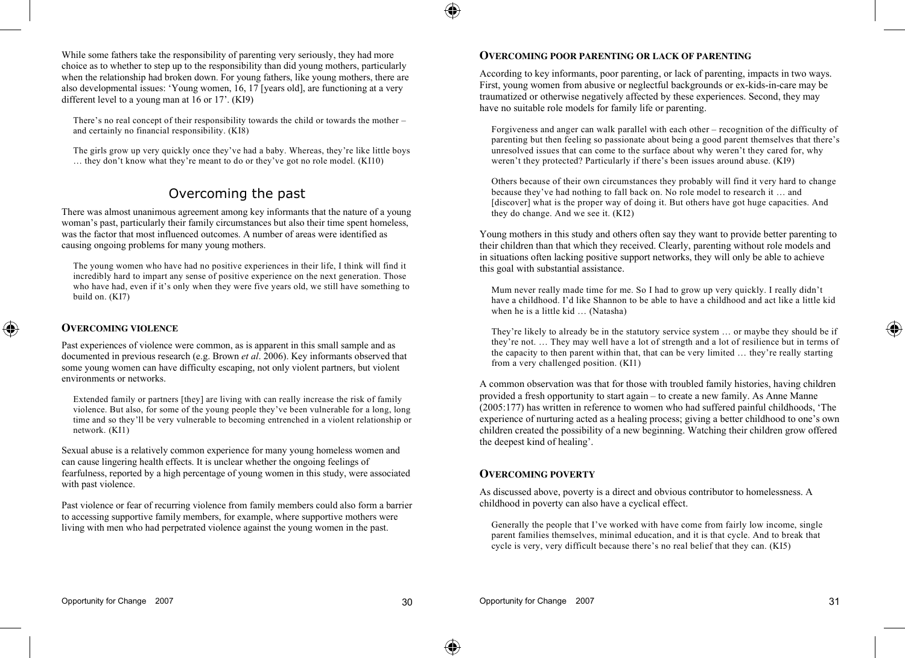While some fathers take the responsibility of parenting very seriously, they had more choice as to whether to step up to the responsibility than did young mothers, particularly when the relationship had broken down. For young fathers, like young mothers, there are also developmental issues: 'Young women, 16, 17 [years old], are functioning at a very different level to a young man at 16 or 17'. (KI9)

> There's no real concept of their responsibility towards the child or towards the mother – and certainly no financial responsibility. (KI8)

> The girls grow up very quickly once they've had a baby. Whereas, they're like little boys … they don't know what they're meant to do or they've got no role model. (KI10)

## Overcoming the past

There was almost unanimous agreement among key informants that the nature of a young woman's past, particularly their family circumstances but also their time spent homeless, was the factor that most influenced outcomes. A number of areas were identified as causing ongoing problems for many young mothers.

> The young women who have had no positive experiences in their life, I think will find it incredibly hard to impart any sense of positive experience on the next generation. Those who have had, even if it's only when they were five years old, we still have something to build on. (KI7)

### Overcoming violence

Past experiences of violence were common, as is apparent in this small sample and as documented in previous research (e.g. Brown *et al*. 2006). Key informants observed that some young women can have difficulty escaping, not only violent partners, but violent environments or networks.

> Extended family or partners [they] are living with can really increase the risk of family violence. But also, for some of the young people they've been vulnerable for a long, long time and so they'll be very vulnerable to becoming entrenched in a violent relationship or network. (KI1)

Sexual abuse is a relatively common experience for many young homeless women and can cause lingering health effects. It is unclear whether the ongoing feelings of fearfulness, reported by a high percentage of young women in this study, were associated with past violence.

Past violence or fear of recurring violence from family members could also form a barrier to accessing supportive family members, for example, where supportive mothers were living with men who had perpetrated violence against the young women in the past.

### Overcoming poor parenting or lack of parenting

According to key informants, poor parenting, or lack of parenting, impacts in two ways. First, young women from abusive or neglectful backgrounds or ex-kids-in-care may be traumatized or otherwise negatively affected by these experiences. Second, they may have no suitable role models for family life or parenting.

> Forgiveness and anger can walk parallel with each other – recognition of the difficulty of parenting but then feeling so passionate about being a good parent themselves that there's unresolved issues that can come to the surface about why weren't they cared for, why weren't they protected? Particularly if there's been issues around abuse. (KI9)

> Others because of their own circumstances they probably will find it very hard to change because they've had nothing to fall back on. No role model to research it … and [discover] what is the proper way of doing it. But others have got huge capacities. And they do change. And we see it. (KI2)

Young mothers in this study and others often say they want to provide better parenting to their children than that which they received. Clearly, parenting without role models and in situations often lacking positive support networks, they will only be able to achieve this goal with substantial assistance.

> Mum never really made time for me. So I had to grow up very quickly. I really didn't have a childhood. I'd like Shannon to be able to have a childhood and act like a little kid when he is a little kid … (Natasha)

> They're likely to already be in the statutory service system … or maybe they should be if they're not. … They may well have a lot of strength and a lot of resilience but in terms of the capacity to then parent within that, that can be very limited … they're really starting from a very challenged position. (KI1)

A common observation was that for those with troubled family histories, having children provided a fresh opportunity to start again – to create a new family. As Anne Manne (2005:177) has written in reference to women who had suffered painful childhoods, 'The experience of nurturing acted as a healing process; giving a better childhood to one's own children created the possibility of a new beginning. Watching their children grow offered the deepest kind of healing'.

### Overcoming poverty

As discussed above, poverty is a direct and obvious contributor to homelessness. A childhood in poverty can also have a cyclical effect.

> Generally the people that I've worked with have come from fairly low income, single parent families themselves, minimal education, and it is that cycle. And to break that cycle is very, very difficult because there's no real belief that they can. (KI5)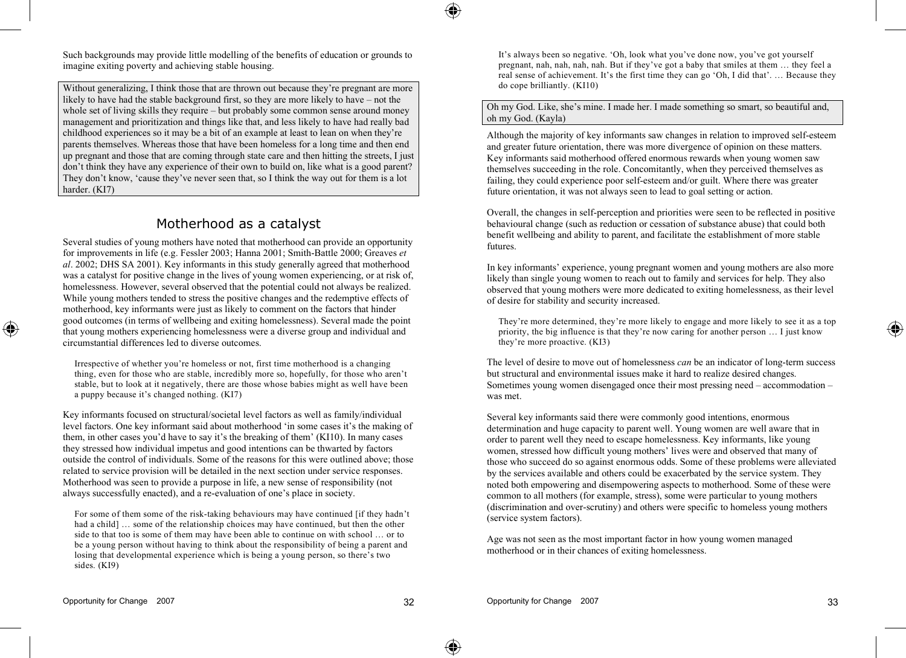Such backgrounds may provide little modelling of the benefits of education or grounds to imagine exiting poverty and achieving stable housing.

> Without generalizing, I think those that are thrown out because they're pregnant are more likely to have had the stable background first, so they are more likely to have – not the whole set of living skills they require – but probably some common sense around money management and prioritization and things like that, and less likely to have had really bad childhood experiences so it may be a bit of an example at least to lean on when they're parents themselves. Whereas those that have been homeless for a long time and then end up pregnant and those that are coming through state care and then hitting the streets, I just don't think they have any experience of their own to build on, like what is a good parent? They don't know, 'cause they've never seen that, so I think the way out for them is a lot harder. (KI7)

## Motherhood as a catalyst

Several studies of young mothers have noted that motherhood can provide an opportunity for improvements in life (e.g. Fessler 2003; Hanna 2001; Smith-Battle 2000; Greaves *et al*. 2002; DHS SA 2001). Key informants in this study generally agreed that motherhood was a catalyst for positive change in the lives of young women experiencing, or at risk of, homelessness. However, several observed that the potential could not always be realized. While young mothers tended to stress the positive changes and the redemptive effects of motherhood, key informants were just as likely to comment on the factors that hinder good outcomes (in terms of wellbeing and exiting homelessness). Several made the point that young mothers experiencing homelessness were a diverse group and individual and circumstantial differences led to diverse outcomes.

> Irrespective of whether you're homeless or not, first time motherhood is a changing thing, even for those who are stable, incredibly more so, hopefully, for those who aren't stable, but to look at it negatively, there are those whose babies might as well have been a puppy because it's changed nothing. (KI7)

Key informants focused on structural/societal level factors as well as family/individual level factors. One key informant said about motherhood 'in some cases it's the making of them, in other cases you'd have to say it's the breaking of them' (KI10). In many cases they stressed how individual impetus and good intentions can be thwarted by factors outside the control of individuals. Some of the reasons for this were outlined above; those related to service provision will be detailed in the next section under service responses. Motherhood was seen to provide a purpose in life, a new sense of responsibility (not always successfully enacted), and a re-evaluation of one's place in society.

> For some of them some of the risk-taking behaviours may have continued [if they hadn't had a child] … some of the relationship choices may have continued, but then the other side to that too is some of them may have been able to continue on with school … or to be a young person without having to think about the responsibility of being a parent and losing that developmental experience which is being a young person, so there's two sides. (KI9)

> It's always been so negative. 'Oh, look what you've done now, you've got yourself pregnant, nah, nah, nah, nah. But if they've got a baby that smiles at them … they feel a real sense of achievement. It's the first time they can go 'Oh, I did that'. … Because they do cope brilliantly. (KI10)

> Oh my God. Like, she's mine. I made her. I made something so smart, so beautiful and, oh my God. (Kayla)

Although the majority of key informants saw changes in relation to improved self-esteem and greater future orientation, there was more divergence of opinion on these matters. Key informants said motherhood offered enormous rewards when young women saw themselves succeeding in the role. Concomitantly, when they perceived themselves as failing, they could experience poor self-esteem and/or guilt. Where there was greater future orientation, it was not always seen to lead to goal setting or action.

Overall, the changes in self-perception and priorities were seen to be reflected in positive behavioural change (such as reduction or cessation of substance abuse) that could both benefit wellbeing and ability to parent, and facilitate the establishment of more stable futures.

In key informants' experience, young pregnant women and young mothers are also more likely than single young women to reach out to family and services for help. They also observed that young mothers were more dedicated to exiting homelessness, as their level of desire for stability and security increased.

> They're more determined, they're more likely to engage and more likely to see it as a top priority, the big influence is that they're now caring for another person … I just know they're more proactive. (KI3)

The level of desire to move out of homelessness *can* be an indicator of long-term success but structural and environmental issues make it hard to realize desired changes. Sometimes young women disengaged once their most pressing need – accommodation – was met.

Several key informants said there were commonly good intentions, enormous determination and huge capacity to parent well. Young women are well aware that in order to parent well they need to escape homelessness. Key informants, like young women, stressed how difficult young mothers' lives were and observed that many of those who succeed do so against enormous odds. Some of these problems were alleviated by the services available and others could be exacerbated by the service system. They noted both empowering and disempowering aspects to motherhood. Some of these were common to all mothers (for example, stress), some were particular to young mothers (discrimination and over-scrutiny) and others were specific to homeless young mothers (service system factors).

Age was not seen as the most important factor in how young women managed motherhood or in their chances of exiting homelessness.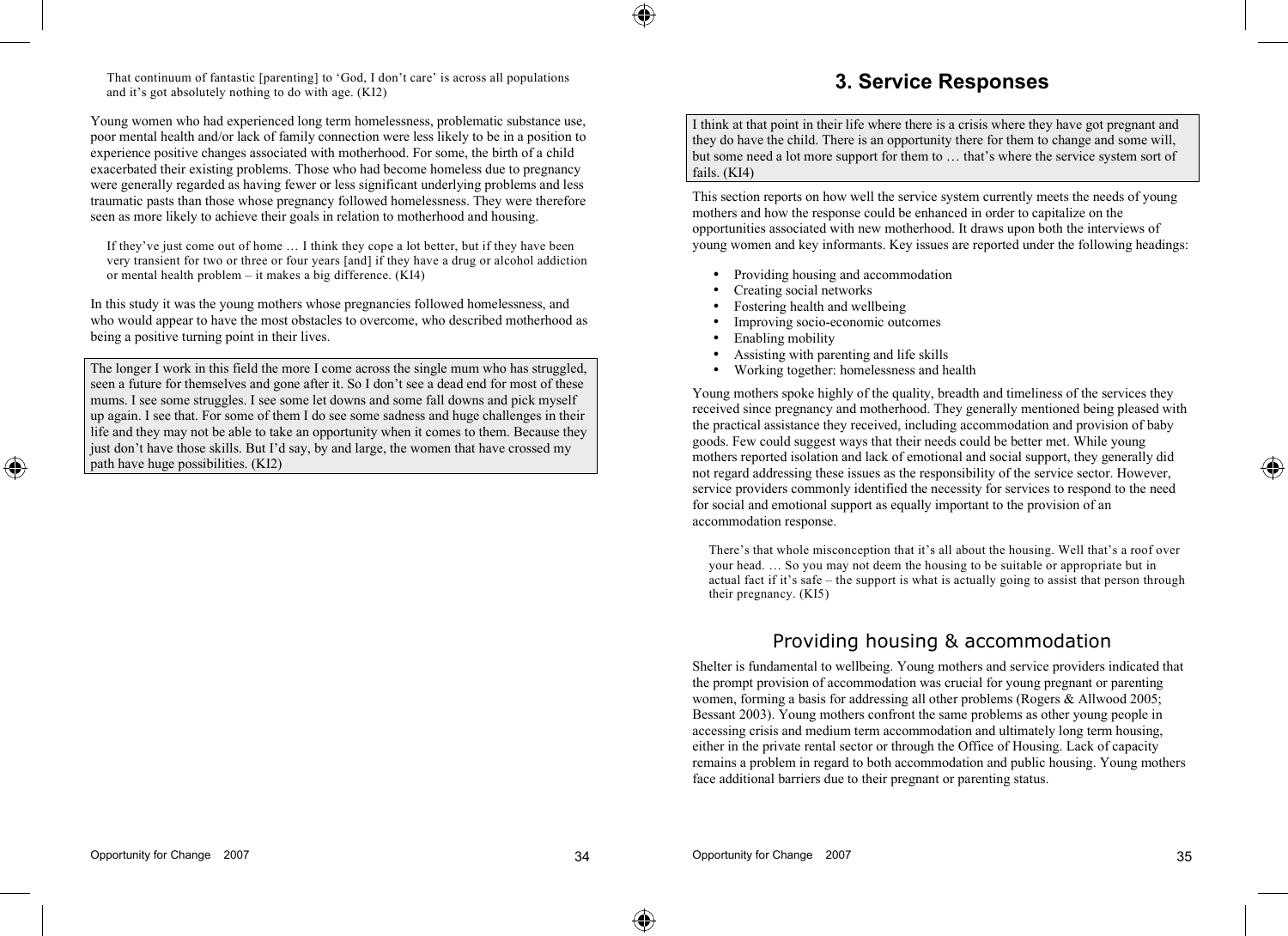> That continuum of fantastic [parenting] to 'God, I don't care' is across all populations and it's got absolutely nothing to do with age. (KI2)

Young women who had experienced long term homelessness, problematic substance use, poor mental health and/or lack of family connection were less likely to be in a position to experience positive changes associated with motherhood. For some, the birth of a child exacerbated their existing problems. Those who had become homeless due to pregnancy were generally regarded as having fewer or less significant underlying problems and less traumatic pasts than those whose pregnancy followed homelessness. They were therefore seen as more likely to achieve their goals in relation to motherhood and housing.

> If they've just come out of home … I think they cope a lot better, but if they have been very transient for two or three or four years [and] if they have a drug or alcohol addiction or mental health problem – it makes a big difference. (KI4)

In this study it was the young mothers whose pregnancies followed homelessness, and who would appear to have the most obstacles to overcome, who described motherhood as being a positive turning point in their lives.

> The longer I work in this field the more I come across the single mum who has struggled, seen a future for themselves and gone after it. So I don't see a dead end for most of these mums. I see some struggles. I see some let downs and some fall downs and pick myself up again. I see that. For some of them I do see some sadness and huge challenges in their life and they may not be able to take an opportunity when it comes to them. Because they just don't have those skills. But I'd say, by and large, the women that have crossed my path have huge possibilities. (KI2)

# 3. Service Responses

> I think at that point in their life where there is a crisis where they have got pregnant and they do have the child. There is an opportunity there for them to change and some will, but some need a lot more support for them to … that's where the service system sort of fails. (KI4)

This section reports on how well the service system currently meets the needs of young mothers and how the response could be enhanced in order to capitalize on the opportunities associated with new motherhood. It draws upon both the interviews of young women and key informants. Key issues are reported under the following headings:

- Providing housing and accommodation
- Creating social networks
- Fostering health and wellbeing
- Improving socio-economic outcomes
- Enabling mobility
- Assisting with parenting and life skills
- Working together: homelessness and health

Young mothers spoke highly of the quality, breadth and timeliness of the services they received since pregnancy and motherhood. They generally mentioned being pleased with the practical assistance they received, including accommodation and provision of baby goods. Few could suggest ways that their needs could be better met. While young mothers reported isolation and lack of emotional and social support, they generally did not regard addressing these issues as the responsibility of the service sector. However, service providers commonly identified the necessity for services to respond to the need for social and emotional support as equally important to the provision of an accommodation response.

> There's that whole misconception that it's all about the housing. Well that's a roof over your head. … So you may not deem the housing to be suitable or appropriate but in actual fact if it's safe – the support is what is actually going to assist that person through their pregnancy. (KI5)

## Providing housing & accommodation

Shelter is fundamental to wellbeing. Young mothers and service providers indicated that the prompt provision of accommodation was crucial for young pregnant or parenting women, forming a basis for addressing all other problems (Rogers & Allwood 2005; Bessant 2003). Young mothers confront the same problems as other young people in accessing crisis and medium term accommodation and ultimately long term housing, either in the private rental sector or through the Office of Housing. Lack of capacity remains a problem in regard to both accommodation and public housing. Young mothers face additional barriers due to their pregnant or parenting status.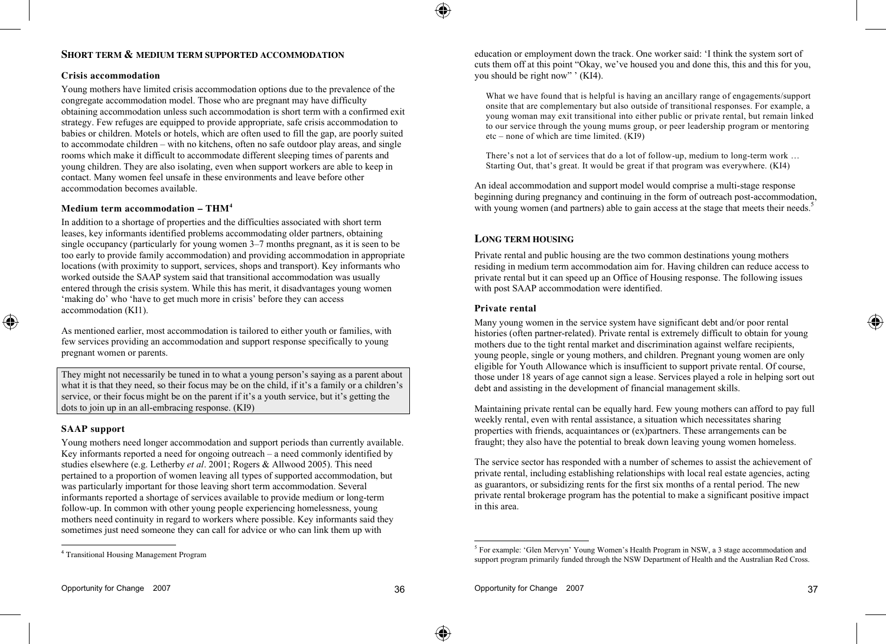## Short term & medium term supported accommodation

### Crisis accommodation

Young mothers have limited crisis accommodation options due to the prevalence of the congregate accommodation model. Those who are pregnant may have difficulty obtaining accommodation unless such accommodation is short term with a confirmed exit strategy. Few refuges are equipped to provide appropriate, safe crisis accommodation to babies or children. Motels or hotels, which are often used to fill the gap, are poorly suited to accommodate children – with no kitchens, often no safe outdoor play areas, and single rooms which make it difficult to accommodate different sleeping times of parents and young children. They are also isolating, even when support workers are able to keep in contact. Many women feel unsafe in these environments and leave before other accommodation becomes available.

### Medium term accommodation – THM[4]

In addition to a shortage of properties and the difficulties associated with short term leases, key informants identified problems accommodating older partners, obtaining single occupancy (particularly for young women 3–7 months pregnant, as it is seen to be too early to provide family accommodation) and providing accommodation in appropriate locations (with proximity to support, services, shops and transport). Key informants who worked outside the SAAP system said that transitional accommodation was usually entered through the crisis system. While this has merit, it disadvantages young women 'making do' who 'have to get much more in crisis' before they can access accommodation (KI1).

As mentioned earlier, most accommodation is tailored to either youth or families, with few services providing an accommodation and support response specifically to young pregnant women or parents.

> They might not necessarily be tuned in to what a young person's saying as a parent about what it is that they need, so their focus may be on the child, if it's a family or a children's service, or their focus might be on the parent if it's a youth service, but it's getting the dots to join up in an all-embracing response. (KI9)

### SAAP support

Young mothers need longer accommodation and support periods than currently available. Key informants reported a need for ongoing outreach – a need commonly identified by studies elsewhere (e.g. Letherby *et al*. 2001; Rogers & Allwood 2005). This need pertained to a proportion of women leaving all types of supported accommodation, but was particularly important for those leaving short term accommodation. Several informants reported a shortage of services available to provide medium or long-term follow-up. In common with other young people experiencing homelessness, young mothers need continuity in regard to workers where possible. Key informants said they sometimes just need someone they can call for advice or who can link them up with education or employment down the track. One worker said: 'I think the system sort of cuts them off at this point "Okay, we've housed you and done this, this and this for you, you should be right now" ' (KI4).

> What we have found that is helpful is having an ancillary range of engagements/support onsite that are complementary but also outside of transitional responses. For example, a young woman may exit transitional into either public or private rental, but remain linked to our service through the young mums group, or peer leadership program or mentoring etc – none of which are time limited. (KI9)

> There's not a lot of services that do a lot of follow-up, medium to long-term work … Starting Out, that's great. It would be great if that program was everywhere. (KI4)

An ideal accommodation and support model would comprise a multi-stage response beginning during pregnancy and continuing in the form of outreach post-accommodation, with young women (and partners) able to gain access at the stage that meets their needs.[5]

## Long term housing

Private rental and public housing are the two common destinations young mothers residing in medium term accommodation aim for. Having children can reduce access to private rental but it can speed up an Office of Housing response. The following issues with post SAAP accommodation were identified.

### Private rental

Many young women in the service system have significant debt and/or poor rental histories (often partner-related). Private rental is extremely difficult to obtain for young mothers due to the tight rental market and discrimination against welfare recipients, young people, single or young mothers, and children. Pregnant young women are only eligible for Youth Allowance which is insufficient to support private rental. Of course, those under 18 years of age cannot sign a lease. Services played a role in helping sort out debt and assisting in the development of financial management skills.

Maintaining private rental can be equally hard. Few young mothers can afford to pay full weekly rental, even with rental assistance, a situation which necessitates sharing properties with friends, acquaintances or (ex)partners. These arrangements can be fraught; they also have the potential to break down leaving young women homeless.

The service sector has responded with a number of schemes to assist the achievement of private rental, including establishing relationships with local real estate agencies, acting as guarantors, or subsidizing rents for the first six months of a rental period. The new private rental brokerage program has the potential to make a significant positive impact in this area.

---

[4] Transitional Housing Management Program

[5] For example: 'Glen Mervyn' Young Women's Health Program in NSW, a 3 stage accommodation and support program primarily funded through the NSW Department of Health and the Australian Red Cross.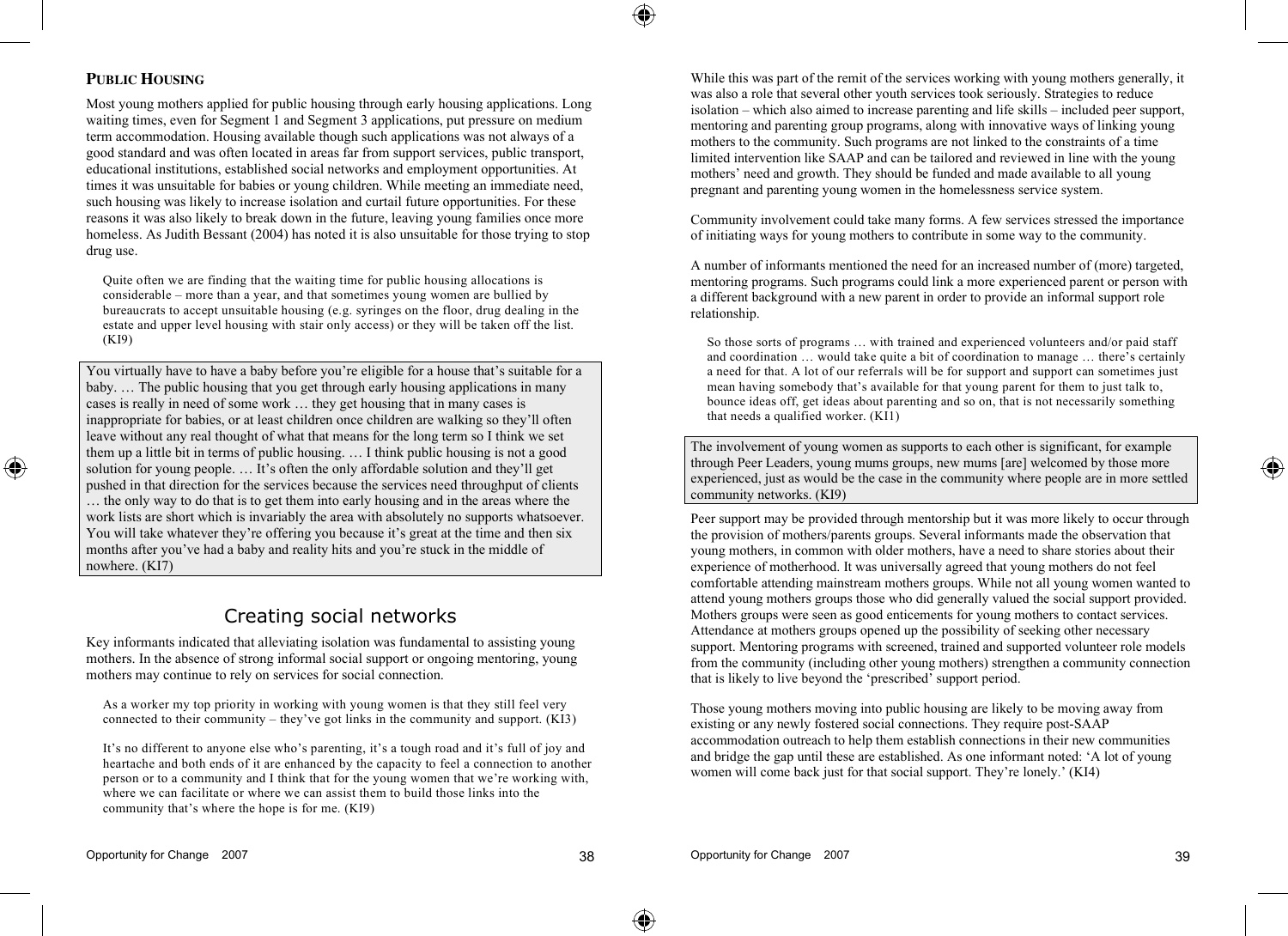## PUBLIC HOUSING

Most young mothers applied for public housing through early housing applications. Long waiting times, even for Segment 1 and Segment 3 applications, put pressure on medium term accommodation. Housing available though such applications was not always of a good standard and was often located in areas far from support services, public transport, educational institutions, established social networks and employment opportunities. At times it was unsuitable for babies or young children. While meeting an immediate need, such housing was likely to increase isolation and curtail future opportunities. For these reasons it was also likely to break down in the future, leaving young families once more homeless. As Judith Bessant (2004) has noted it is also unsuitable for those trying to stop drug use.

> Quite often we are finding that the waiting time for public housing allocations is considerable – more than a year, and that sometimes young women are bullied by bureaucrats to accept unsuitable housing (e.g. syringes on the floor, drug dealing in the estate and upper level housing with stair only access) or they will be taken off the list. (KI9)

> You virtually have to have a baby before you're eligible for a house that's suitable for a baby. … The public housing that you get through early housing applications in many cases is really in need of some work … they get housing that in many cases is inappropriate for babies, or at least children once children are walking so they'll often leave without any real thought of what that means for the long term so I think we set them up a little bit in terms of public housing. … I think public housing is not a good solution for young people. … It's often the only affordable solution and they'll get pushed in that direction for the services because the services need throughput of clients … the only way to do that is to get them into early housing and in the areas where the work lists are short which is invariably the area with absolutely no supports whatsoever. You will take whatever they're offering you because it's great at the time and then six months after you've had a baby and reality hits and you're stuck in the middle of nowhere. (KI7)

## Creating social networks

Key informants indicated that alleviating isolation was fundamental to assisting young mothers. In the absence of strong informal social support or ongoing mentoring, young mothers may continue to rely on services for social connection.

> As a worker my top priority in working with young women is that they still feel very connected to their community – they've got links in the community and support. (KI3)

> It's no different to anyone else who's parenting, it's a tough road and it's full of joy and heartache and both ends of it are enhanced by the capacity to feel a connection to another person or to a community and I think that for the young women that we're working with, where we can facilitate or where we can assist them to build those links into the community that's where the hope is for me. (KI9)

While this was part of the remit of the services working with young mothers generally, it was also a role that several other youth services took seriously. Strategies to reduce isolation – which also aimed to increase parenting and life skills – included peer support, mentoring and parenting group programs, along with innovative ways of linking young mothers to the community. Such programs are not linked to the constraints of a time limited intervention like SAAP and can be tailored and reviewed in line with the young mothers' need and growth. They should be funded and made available to all young pregnant and parenting young women in the homelessness service system.

Community involvement could take many forms. A few services stressed the importance of initiating ways for young mothers to contribute in some way to the community.

A number of informants mentioned the need for an increased number of (more) targeted, mentoring programs. Such programs could link a more experienced parent or person with a different background with a new parent in order to provide an informal support role relationship.

> So those sorts of programs … with trained and experienced volunteers and/or paid staff and coordination … would take quite a bit of coordination to manage … there's certainly a need for that. A lot of our referrals will be for support and support can sometimes just mean having somebody that's available for that young parent for them to just talk to, bounce ideas off, get ideas about parenting and so on, that is not necessarily something that needs a qualified worker. (KI1)

> The involvement of young women as supports to each other is significant, for example through Peer Leaders, young mums groups, new mums [are] welcomed by those more experienced, just as would be the case in the community where people are in more settled community networks. (KI9)

Peer support may be provided through mentorship but it was more likely to occur through the provision of mothers/parents groups. Several informants made the observation that young mothers, in common with older mothers, have a need to share stories about their experience of motherhood. It was universally agreed that young mothers do not feel comfortable attending mainstream mothers groups. While not all young women wanted to attend young mothers groups those who did generally valued the social support provided. Mothers groups were seen as good enticements for young mothers to contact services. Attendance at mothers groups opened up the possibility of seeking other necessary support. Mentoring programs with screened, trained and supported volunteer role models from the community (including other young mothers) strengthen a community connection that is likely to live beyond the 'prescribed' support period.

Those young mothers moving into public housing are likely to be moving away from existing or any newly fostered social connections. They require post-SAAP accommodation outreach to help them establish connections in their new communities and bridge the gap until these are established. As one informant noted: 'A lot of young women will come back just for that social support. They're lonely.' (KI4)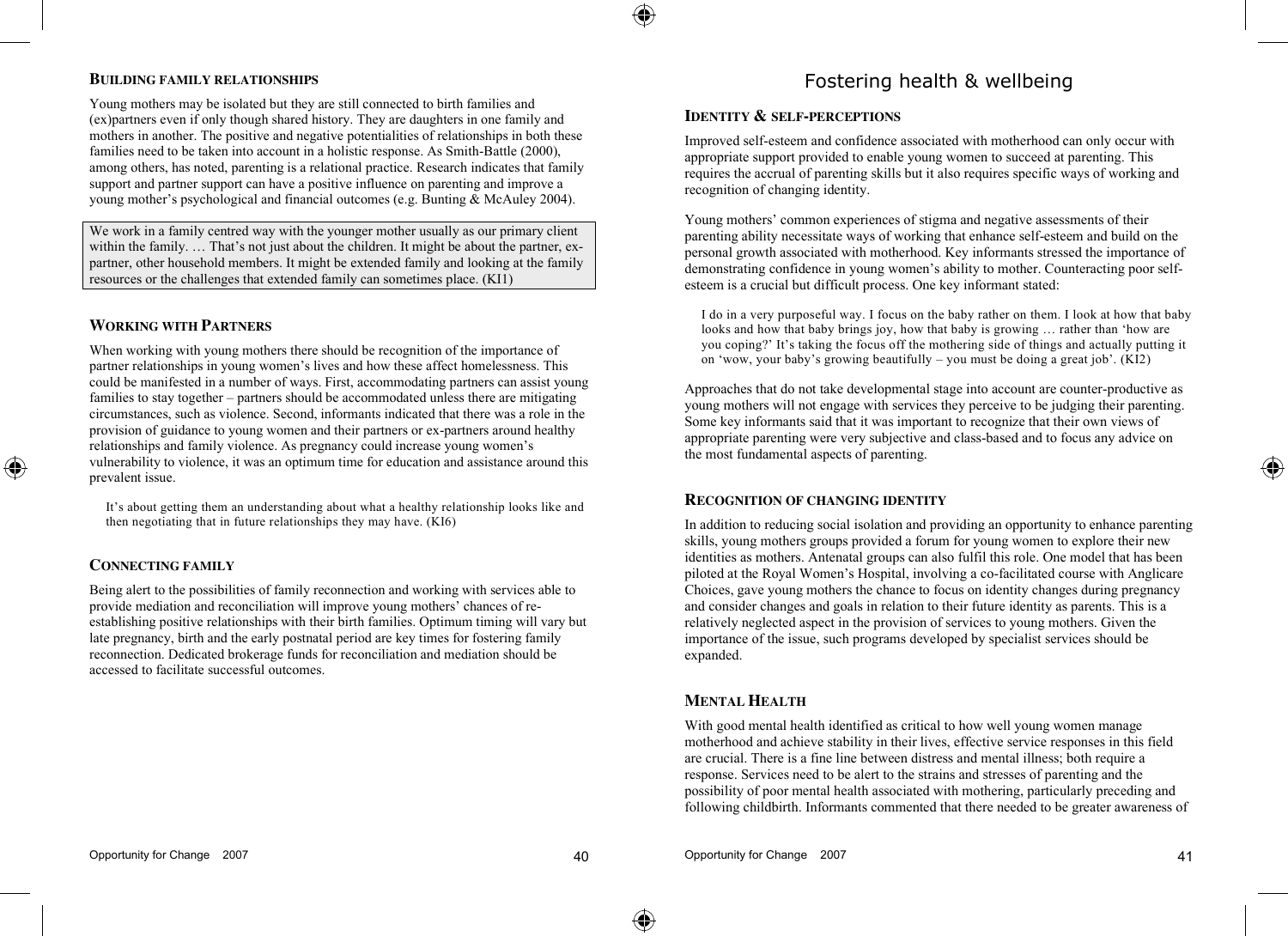### Building Family Relationships

Young mothers may be isolated but they are still connected to birth families and (ex)partners even if only though shared history. They are daughters in one family and mothers in another. The positive and negative potentialities of relationships in both these families need to be taken into account in a holistic response. As Smith-Battle (2000), among others, has noted, parenting is a relational practice. Research indicates that family support and partner support can have a positive influence on parenting and improve a young mother's psychological and financial outcomes (e.g. Bunting & McAuley 2004).

> We work in a family centred way with the younger mother usually as our primary client within the family. … That's not just about the children. It might be about the partner, ex-partner, other household members. It might be extended family and looking at the family resources or the challenges that extended family can sometimes place. (KI1)

### Working with Partners

When working with young mothers there should be recognition of the importance of partner relationships in young women's lives and how these affect homelessness. This could be manifested in a number of ways. First, accommodating partners can assist young families to stay together – partners should be accommodated unless there are mitigating circumstances, such as violence. Second, informants indicated that there was a role in the provision of guidance to young women and their partners or ex-partners around healthy relationships and family violence. As pregnancy could increase young women's vulnerability to violence, it was an optimum time for education and assistance around this prevalent issue.

> It's about getting them an understanding about what a healthy relationship looks like and then negotiating that in future relationships they may have. (KI6)

### Connecting Family

Being alert to the possibilities of family reconnection and working with services able to provide mediation and reconciliation will improve young mothers' chances of re-establishing positive relationships with their birth families. Optimum timing will vary but late pregnancy, birth and the early postnatal period are key times for fostering family reconnection. Dedicated brokerage funds for reconciliation and mediation should be accessed to facilitate successful outcomes.

## Fostering health & wellbeing

### Identity & Self-Perceptions

Improved self-esteem and confidence associated with motherhood can only occur with appropriate support provided to enable young women to succeed at parenting. This requires the accrual of parenting skills but it also requires specific ways of working and recognition of changing identity.

Young mothers' common experiences of stigma and negative assessments of their parenting ability necessitate ways of working that enhance self-esteem and build on the personal growth associated with motherhood. Key informants stressed the importance of demonstrating confidence in young women's ability to mother. Counteracting poor self-esteem is a crucial but difficult process. One key informant stated:

> I do in a very purposeful way. I focus on the baby rather on them. I look at how that baby looks and how that baby brings joy, how that baby is growing … rather than 'how are you coping?' It's taking the focus off the mothering side of things and actually putting it on 'wow, your baby's growing beautifully – you must be doing a great job'. (KI2)

Approaches that do not take developmental stage into account are counter-productive as young mothers will not engage with services they perceive to be judging their parenting. Some key informants said that it was important to recognize that their own views of appropriate parenting were very subjective and class-based and to focus any advice on the most fundamental aspects of parenting.

### Recognition of Changing Identity

In addition to reducing social isolation and providing an opportunity to enhance parenting skills, young mothers groups provided a forum for young women to explore their new identities as mothers. Antenatal groups can also fulfil this role. One model that has been piloted at the Royal Women's Hospital, involving a co-facilitated course with Anglicare Choices, gave young mothers the chance to focus on identity changes during pregnancy and consider changes and goals in relation to their future identity as parents. This is a relatively neglected aspect in the provision of services to young mothers. Given the importance of the issue, such programs developed by specialist services should be expanded.

### Mental Health

With good mental health identified as critical to how well young women manage motherhood and achieve stability in their lives, effective service responses in this field are crucial. There is a fine line between distress and mental illness; both require a response. Services need to be alert to the strains and stresses of parenting and the possibility of poor mental health associated with mothering, particularly preceding and following childbirth. Informants commented that there needed to be greater awareness of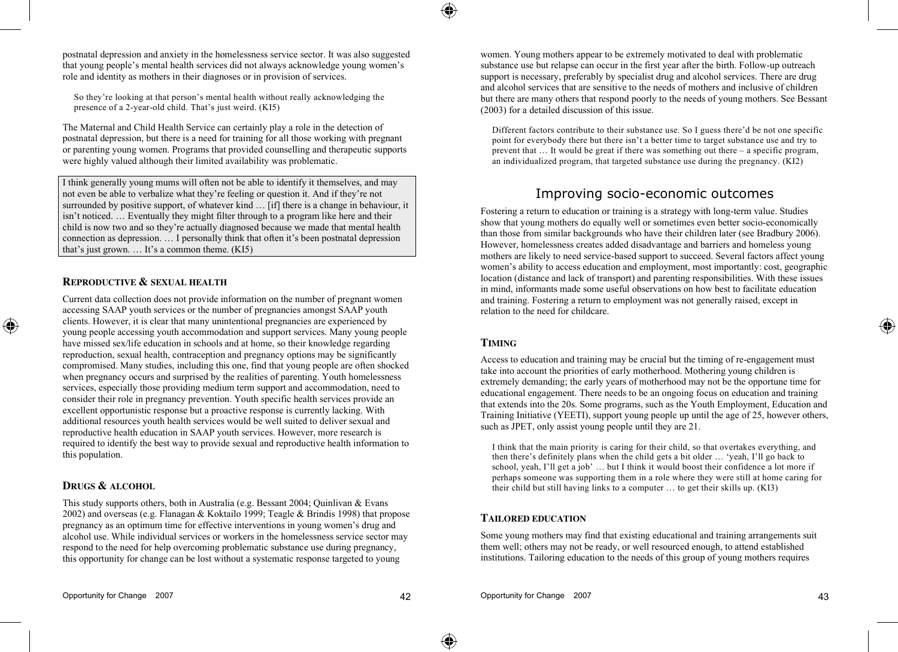postnatal depression and anxiety in the homelessness service sector. It was also suggested that young people's mental health services did not always acknowledge young women's role and identity as mothers in their diagnoses or in provision of services.

> So they're looking at that person's mental health without really acknowledging the presence of a 2-year-old child. That's just weird. (KI5)

The Maternal and Child Health Service can certainly play a role in the detection of postnatal depression, but there is a need for training for all those working with pregnant or parenting young women. Programs that provided counselling and therapeutic supports were highly valued although their limited availability was problematic.

> I think generally young mums will often not be able to identify it themselves, and may not even be able to verbalize what they're feeling or question it. And if they're not surrounded by positive support, of whatever kind … [if] there is a change in behaviour, it isn't noticed. … Eventually they might filter through to a program like here and their child is now two and so they're actually diagnosed because we made that mental health connection as depression. … I personally think that often it's been postnatal depression that's just grown. … It's a common theme. (KI5)

### Reproductive & sexual health

Current data collection does not provide information on the number of pregnant women accessing SAAP youth services or the number of pregnancies amongst SAAP youth clients. However, it is clear that many unintentional pregnancies are experienced by young people accessing youth accommodation and support services. Many young people have missed sex/life education in schools and at home, so their knowledge regarding reproduction, sexual health, contraception and pregnancy options may be significantly compromised. Many studies, including this one, find that young people are often shocked when pregnancy occurs and surprised by the realities of parenting. Youth homelessness services, especially those providing medium term support and accommodation, need to consider their role in pregnancy prevention. Youth specific health services provide an excellent opportunistic response but a proactive response is currently lacking. With additional resources youth health services would be well suited to deliver sexual and reproductive health education in SAAP youth services. However, more research is required to identify the best way to provide sexual and reproductive health information to this population.

### Drugs & alcohol

This study supports others, both in Australia (e.g. Bessant 2004; Quinlivan & Evans 2002) and overseas (e.g. Flanagan & Koktailo 1999; Teagle & Brindis 1998) that propose pregnancy as an optimum time for effective interventions in young women's drug and alcohol use. While individual services or workers in the homelessness service sector may respond to the need for help overcoming problematic substance use during pregnancy, this opportunity for change can be lost without a systematic response targeted to young women. Young mothers appear to be extremely motivated to deal with problematic substance use but relapse can occur in the first year after the birth. Follow-up outreach support is necessary, preferably by specialist drug and alcohol services. There are drug and alcohol services that are sensitive to the needs of mothers and inclusive of children but there are many others that respond poorly to the needs of young mothers. See Bessant (2003) for a detailed discussion of this issue.

> Different factors contribute to their substance use. So I guess there'd be not one specific point for everybody there but there isn't a better time to target substance use and try to prevent that … It would be great if there was something out there – a specific program, an individualized program, that targeted substance use during the pregnancy. (KI2)

## Improving socio-economic outcomes

Fostering a return to education or training is a strategy with long-term value. Studies show that young mothers do equally well or sometimes even better socio-economically than those from similar backgrounds who have their children later (see Bradbury 2006). However, homelessness creates added disadvantage and barriers and homeless young mothers are likely to need service-based support to succeed. Several factors affect young women's ability to access education and employment, most importantly: cost, geographic location (distance and lack of transport) and parenting responsibilities. With these issues in mind, informants made some useful observations on how best to facilitate education and training. Fostering a return to employment was not generally raised, except in relation to the need for childcare.

### Timing

Access to education and training may be crucial but the timing of re-engagement must take into account the priorities of early motherhood. Mothering young children is extremely demanding; the early years of motherhood may not be the opportune time for educational engagement. There needs to be an ongoing focus on education and training that extends into the 20s. Some programs, such as the Youth Employment, Education and Training Initiative (YEETI), support young people up until the age of 25, however others, such as JPET, only assist young people until they are 21.

> I think that the main priority is caring for their child, so that overtakes everything, and then there's definitely plans when the child gets a bit older … 'yeah, I'll go back to school, yeah, I'll get a job' … but I think it would boost their confidence a lot more if perhaps someone was supporting them in a role where they were still at home caring for their child but still having links to a computer … to get their skills up. (KI3)

### Tailored education

Some young mothers may find that existing educational and training arrangements suit them well; others may not be ready, or well resourced enough, to attend established institutions. Tailoring education to the needs of this group of young mothers requires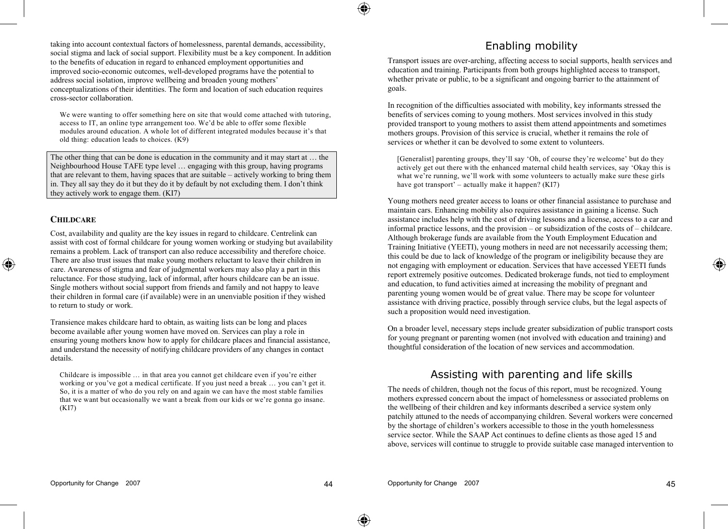taking into account contextual factors of homelessness, parental demands, accessibility, social stigma and lack of social support. Flexibility must be a key component. In addition to the benefits of education in regard to enhanced employment opportunities and improved socio-economic outcomes, well-developed programs have the potential to address social isolation, improve wellbeing and broaden young mothers' conceptualizations of their identities. The form and location of such education requires cross-sector collaboration.

> We were wanting to offer something here on site that would come attached with tutoring, access to IT, an online type arrangement too. We'd be able to offer some flexible modules around education. A whole lot of different integrated modules because it's that old thing: education leads to choices. (K9)

> The other thing that can be done is education in the community and it may start at … the Neighbourhood House TAFE type level … engaging with this group, having programs that are relevant to them, having spaces that are suitable – actively working to bring them in. They all say they do it but they do it by default by not excluding them. I don't think they actively work to engage them. (KI7)

### CHILDCARE

Cost, availability and quality are the key issues in regard to childcare. Centrelink can assist with cost of formal childcare for young women working or studying but availability remains a problem. Lack of transport can also reduce accessibility and therefore choice. There are also trust issues that make young mothers reluctant to leave their children in care. Awareness of stigma and fear of judgmental workers may also play a part in this reluctance. For those studying, lack of informal, after hours childcare can be an issue. Single mothers without social support from friends and family and not happy to leave their children in formal care (if available) were in an unenviable position if they wished to return to study or work.

Transience makes childcare hard to obtain, as waiting lists can be long and places become available after young women have moved on. Services can play a role in ensuring young mothers know how to apply for childcare places and financial assistance, and understand the necessity of notifying childcare providers of any changes in contact details.

> Childcare is impossible … in that area you cannot get childcare even if you're either working or you've got a medical certificate. If you just need a break … you can't get it. So, it is a matter of who do you rely on and again we can have the most stable families that we want but occasionally we want a break from our kids or we're gonna go insane. (KI7)

## Enabling mobility

Transport issues are over-arching, affecting access to social supports, health services and education and training. Participants from both groups highlighted access to transport, whether private or public, to be a significant and ongoing barrier to the attainment of goals.

In recognition of the difficulties associated with mobility, key informants stressed the benefits of services coming to young mothers. Most services involved in this study provided transport to young mothers to assist them attend appointments and sometimes mothers groups. Provision of this service is crucial, whether it remains the role of services or whether it can be devolved to some extent to volunteers.

> [Generalist] parenting groups, they'll say 'Oh, of course they're welcome' but do they actively get out there with the enhanced maternal child health services, say 'Okay this is what we're running, we'll work with some volunteers to actually make sure these girls have got transport' – actually make it happen? (KI7)

Young mothers need greater access to loans or other financial assistance to purchase and maintain cars. Enhancing mobility also requires assistance in gaining a license. Such assistance includes help with the cost of driving lessons and a license, access to a car and informal practice lessons, and the provision – or subsidization of the costs of – childcare. Although brokerage funds are available from the Youth Employment Education and Training Initiative (YEETI), young mothers in need are not necessarily accessing them; this could be due to lack of knowledge of the program or ineligibility because they are not engaging with employment or education. Services that have accessed YEETI funds report extremely positive outcomes. Dedicated brokerage funds, not tied to employment and education, to fund activities aimed at increasing the mobility of pregnant and parenting young women would be of great value. There may be scope for volunteer assistance with driving practice, possibly through service clubs, but the legal aspects of such a proposition would need investigation.

On a broader level, necessary steps include greater subsidization of public transport costs for young pregnant or parenting women (not involved with education and training) and thoughtful consideration of the location of new services and accommodation.

## Assisting with parenting and life skills

The needs of children, though not the focus of this report, must be recognized. Young mothers expressed concern about the impact of homelessness or associated problems on the wellbeing of their children and key informants described a service system only patchily attuned to the needs of accompanying children. Several workers were concerned by the shortage of children's workers accessible to those in the youth homelessness service sector. While the SAAP Act continues to define clients as those aged 15 and above, services will continue to struggle to provide suitable case managed intervention to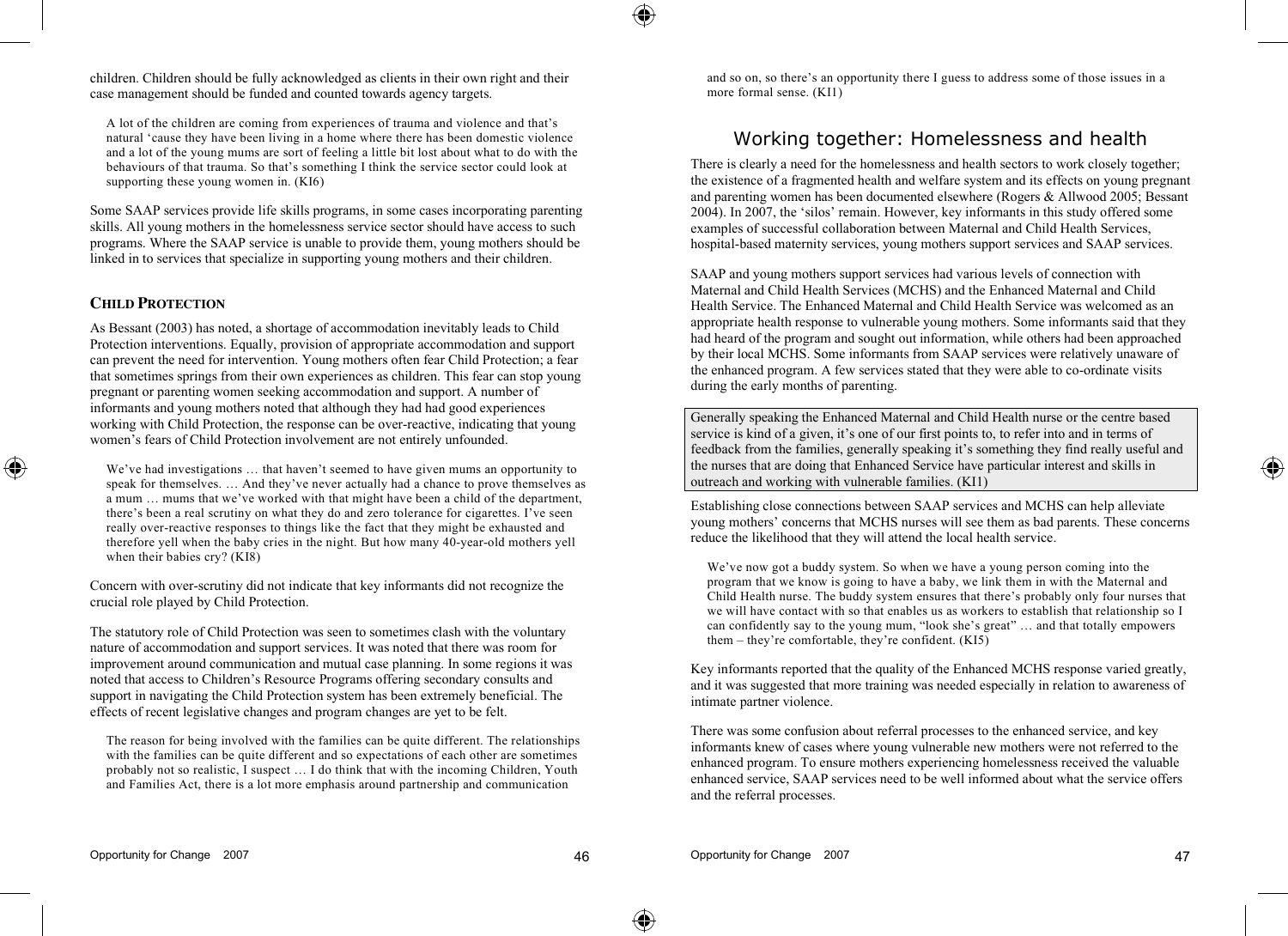children. Children should be fully acknowledged as clients in their own right and their case management should be funded and counted towards agency targets.

> A lot of the children are coming from experiences of trauma and violence and that's natural 'cause they have been living in a home where there has been domestic violence and a lot of the young mums are sort of feeling a little bit lost about what to do with the behaviours of that trauma. So that's something I think the service sector could look at supporting these young women in. (KI6)

Some SAAP services provide life skills programs, in some cases incorporating parenting skills. All young mothers in the homelessness service sector should have access to such programs. Where the SAAP service is unable to provide them, young mothers should be linked in to services that specialize in supporting young mothers and their children.

### CHILD PROTECTION

As Bessant (2003) has noted, a shortage of accommodation inevitably leads to Child Protection interventions. Equally, provision of appropriate accommodation and support can prevent the need for intervention. Young mothers often fear Child Protection; a fear that sometimes springs from their own experiences as children. This fear can stop young pregnant or parenting women seeking accommodation and support. A number of informants and young mothers noted that although they had had good experiences working with Child Protection, the response can be over-reactive, indicating that young women's fears of Child Protection involvement are not entirely unfounded.

> We've had investigations … that haven't seemed to have given mums an opportunity to speak for themselves. … And they've never actually had a chance to prove themselves as a mum … mums that we've worked with that might have been a child of the department, there's been a real scrutiny on what they do and zero tolerance for cigarettes. I've seen really over-reactive responses to things like the fact that they might be exhausted and therefore yell when the baby cries in the night. But how many 40-year-old mothers yell when their babies cry? (KI8)

Concern with over-scrutiny did not indicate that key informants did not recognize the crucial role played by Child Protection.

The statutory role of Child Protection was seen to sometimes clash with the voluntary nature of accommodation and support services. It was noted that there was room for improvement around communication and mutual case planning. In some regions it was noted that access to Children's Resource Programs offering secondary consults and support in navigating the Child Protection system has been extremely beneficial. The effects of recent legislative changes and program changes are yet to be felt.

> The reason for being involved with the families can be quite different. The relationships with the families can be quite different and so expectations of each other are sometimes probably not so realistic, I suspect … I do think that with the incoming Children, Youth and Families Act, there is a lot more emphasis around partnership and communication and so on, so there's an opportunity there I guess to address some of those issues in a more formal sense. (KI1)

## Working together: Homelessness and health

There is clearly a need for the homelessness and health sectors to work closely together; the existence of a fragmented health and welfare system and its effects on young pregnant and parenting women has been documented elsewhere (Rogers & Allwood 2005; Bessant 2004). In 2007, the 'silos' remain. However, key informants in this study offered some examples of successful collaboration between Maternal and Child Health Services, hospital-based maternity services, young mothers support services and SAAP services.

SAAP and young mothers support services had various levels of connection with Maternal and Child Health Services (MCHS) and the Enhanced Maternal and Child Health Service. The Enhanced Maternal and Child Health Service was welcomed as an appropriate health response to vulnerable young mothers. Some informants said that they had heard of the program and sought out information, while others had been approached by their local MCHS. Some informants from SAAP services were relatively unaware of the enhanced program. A few services stated that they were able to co-ordinate visits during the early months of parenting.

> Generally speaking the Enhanced Maternal and Child Health nurse or the centre based service is kind of a given, it's one of our first points to, to refer into and in terms of feedback from the families, generally speaking it's something they find really useful and the nurses that are doing that Enhanced Service have particular interest and skills in outreach and working with vulnerable families. (KI1)

Establishing close connections between SAAP services and MCHS can help alleviate young mothers' concerns that MCHS nurses will see them as bad parents. These concerns reduce the likelihood that they will attend the local health service.

> We've now got a buddy system. So when we have a young person coming into the program that we know is going to have a baby, we link them in with the Maternal and Child Health nurse. The buddy system ensures that there's probably only four nurses that we will have contact with so that enables us as workers to establish that relationship so I can confidently say to the young mum, "look she's great" … and that totally empowers them – they're comfortable, they're confident. (KI5)

Key informants reported that the quality of the Enhanced MCHS response varied greatly, and it was suggested that more training was needed especially in relation to awareness of intimate partner violence.

There was some confusion about referral processes to the enhanced service, and key informants knew of cases where young vulnerable new mothers were not referred to the enhanced program. To ensure mothers experiencing homelessness received the valuable enhanced service, SAAP services need to be well informed about what the service offers and the referral processes.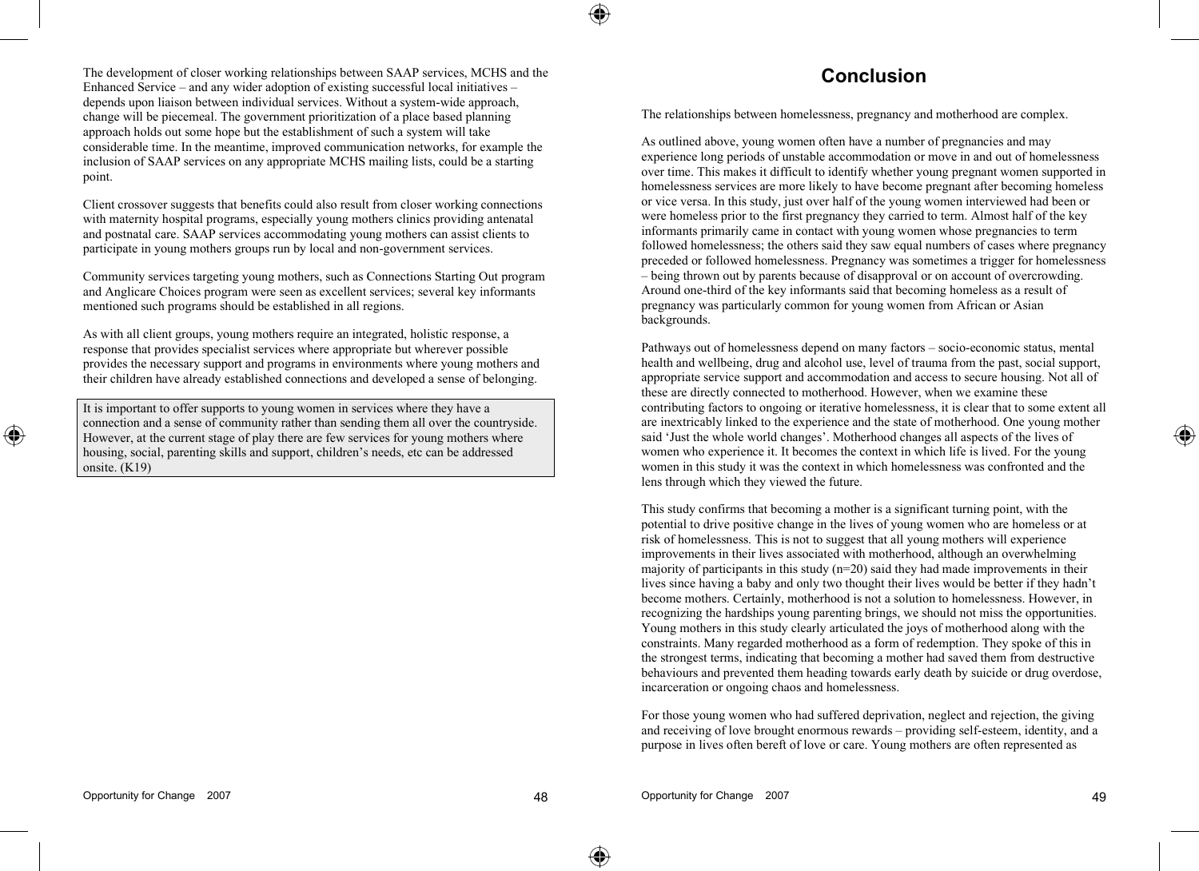The development of closer working relationships between SAAP services, MCHS and the Enhanced Service – and any wider adoption of existing successful local initiatives – depends upon liaison between individual services. Without a system-wide approach, change will be piecemeal. The government prioritization of a place based planning approach holds out some hope but the establishment of such a system will take considerable time. In the meantime, improved communication networks, for example the inclusion of SAAP services on any appropriate MCHS mailing lists, could be a starting point.

Client crossover suggests that benefits could also result from closer working connections with maternity hospital programs, especially young mothers clinics providing antenatal and postnatal care. SAAP services accommodating young mothers can assist clients to participate in young mothers groups run by local and non-government services.

Community services targeting young mothers, such as Connections Starting Out program and Anglicare Choices program were seen as excellent services; several key informants mentioned such programs should be established in all regions.

As with all client groups, young mothers require an integrated, holistic response, a response that provides specialist services where appropriate but wherever possible provides the necessary support and programs in environments where young mothers and their children have already established connections and developed a sense of belonging.

> It is important to offer supports to young women in services where they have a connection and a sense of community rather than sending them all over the countryside. However, at the current stage of play there are few services for young mothers where housing, social, parenting skills and support, children's needs, etc can be addressed onsite. (K19)

# Conclusion

The relationships between homelessness, pregnancy and motherhood are complex.

As outlined above, young women often have a number of pregnancies and may experience long periods of unstable accommodation or move in and out of homelessness over time. This makes it difficult to identify whether young pregnant women supported in homelessness services are more likely to have become pregnant after becoming homeless or vice versa. In this study, just over half of the young women interviewed had been or were homeless prior to the first pregnancy they carried to term. Almost half of the key informants primarily came in contact with young women whose pregnancies to term followed homelessness; the others said they saw equal numbers of cases where pregnancy preceded or followed homelessness. Pregnancy was sometimes a trigger for homelessness – being thrown out by parents because of disapproval or on account of overcrowding. Around one-third of the key informants said that becoming homeless as a result of pregnancy was particularly common for young women from African or Asian backgrounds.

Pathways out of homelessness depend on many factors – socio-economic status, mental health and wellbeing, drug and alcohol use, level of trauma from the past, social support, appropriate service support and accommodation and access to secure housing. Not all of these are directly connected to motherhood. However, when we examine these contributing factors to ongoing or iterative homelessness, it is clear that to some extent all are inextricably linked to the experience and the state of motherhood. One young mother said 'Just the whole world changes'. Motherhood changes all aspects of the lives of women who experience it. It becomes the context in which life is lived. For the young women in this study it was the context in which homelessness was confronted and the lens through which they viewed the future.

This study confirms that becoming a mother is a significant turning point, with the potential to drive positive change in the lives of young women who are homeless or at risk of homelessness. This is not to suggest that all young mothers will experience improvements in their lives associated with motherhood, although an overwhelming majority of participants in this study (n=20) said they had made improvements in their lives since having a baby and only two thought their lives would be better if they hadn't become mothers. Certainly, motherhood is not a solution to homelessness. However, in recognizing the hardships young parenting brings, we should not miss the opportunities. Young mothers in this study clearly articulated the joys of motherhood along with the constraints. Many regarded motherhood as a form of redemption. They spoke of this in the strongest terms, indicating that becoming a mother had saved them from destructive behaviours and prevented them heading towards early death by suicide or drug overdose, incarceration or ongoing chaos and homelessness.

For those young women who had suffered deprivation, neglect and rejection, the giving and receiving of love brought enormous rewards – providing self-esteem, identity, and a purpose in lives often bereft of love or care. Young mothers are often represented as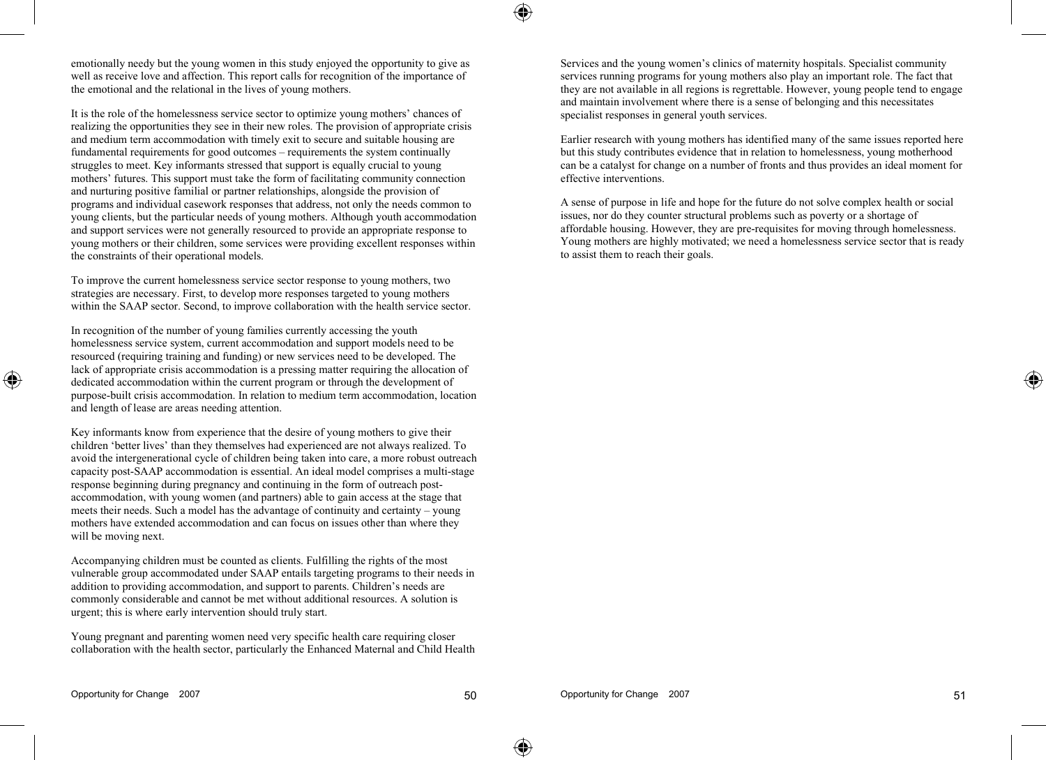emotionally needy but the young women in this study enjoyed the opportunity to give as well as receive love and affection. This report calls for recognition of the importance of the emotional and the relational in the lives of young mothers.

It is the role of the homelessness service sector to optimize young mothers' chances of realizing the opportunities they see in their new roles. The provision of appropriate crisis and medium term accommodation with timely exit to secure and suitable housing are fundamental requirements for good outcomes – requirements the system continually struggles to meet. Key informants stressed that support is equally crucial to young mothers' futures. This support must take the form of facilitating community connection and nurturing positive familial or partner relationships, alongside the provision of programs and individual casework responses that address, not only the needs common to young clients, but the particular needs of young mothers. Although youth accommodation and support services were not generally resourced to provide an appropriate response to young mothers or their children, some services were providing excellent responses within the constraints of their operational models.

To improve the current homelessness service sector response to young mothers, two strategies are necessary. First, to develop more responses targeted to young mothers within the SAAP sector. Second, to improve collaboration with the health service sector.

In recognition of the number of young families currently accessing the youth homelessness service system, current accommodation and support models need to be resourced (requiring training and funding) or new services need to be developed. The lack of appropriate crisis accommodation is a pressing matter requiring the allocation of dedicated accommodation within the current program or through the development of purpose-built crisis accommodation. In relation to medium term accommodation, location and length of lease are areas needing attention.

Key informants know from experience that the desire of young mothers to give their children 'better lives' than they themselves had experienced are not always realized. To avoid the intergenerational cycle of children being taken into care, a more robust outreach capacity post-SAAP accommodation is essential. An ideal model comprises a multi-stage response beginning during pregnancy and continuing in the form of outreach post-accommodation, with young women (and partners) able to gain access at the stage that meets their needs. Such a model has the advantage of continuity and certainty – young mothers have extended accommodation and can focus on issues other than where they will be moving next.

Accompanying children must be counted as clients. Fulfilling the rights of the most vulnerable group accommodated under SAAP entails targeting programs to their needs in addition to providing accommodation, and support to parents. Children's needs are commonly considerable and cannot be met without additional resources. A solution is urgent; this is where early intervention should truly start.

Young pregnant and parenting women need very specific health care requiring closer collaboration with the health sector, particularly the Enhanced Maternal and Child Health Services and the young women's clinics of maternity hospitals. Specialist community services running programs for young mothers also play an important role. The fact that they are not available in all regions is regrettable. However, young people tend to engage and maintain involvement where there is a sense of belonging and this necessitates specialist responses in general youth services.

Earlier research with young mothers has identified many of the same issues reported here but this study contributes evidence that in relation to homelessness, young motherhood can be a catalyst for change on a number of fronts and thus provides an ideal moment for effective interventions.

A sense of purpose in life and hope for the future do not solve complex health or social issues, nor do they counter structural problems such as poverty or a shortage of affordable housing. However, they are pre-requisites for moving through homelessness. Young mothers are highly motivated; we need a homelessness service sector that is ready to assist them to reach their goals.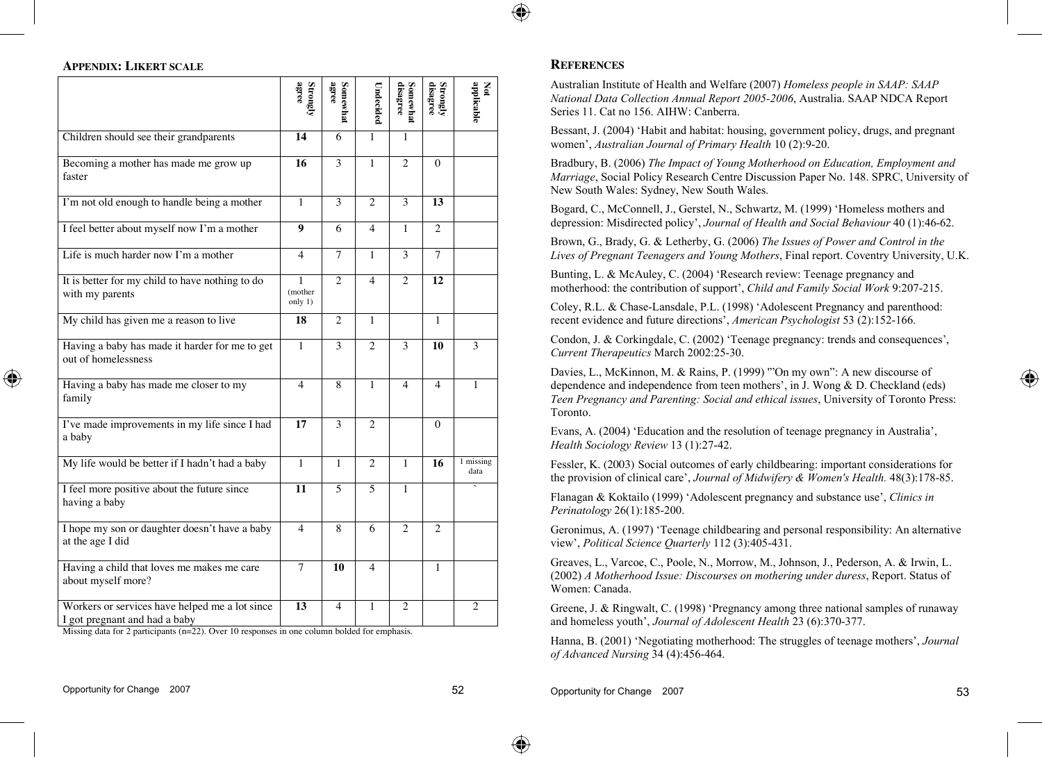## Appendix: Likert scale

| | Strongly agree | Somewhat agree | Undecided | Somewhat disagree | Strongly disagree | Not applicable |
|---|---|---|---|---|---|---|
| Children should see their grandparents | **14** | 6 | 1 | 1 | | |
| Becoming a mother has made me grow up faster | **16** | 3 | 1 | 2 | 0 | |
| I'm not old enough to handle being a mother | 1 | 3 | 2 | 3 | **13** | |
| I feel better about myself now I'm a mother | **9** | 6 | 4 | 1 | 2 | |
| Life is much harder now I'm a mother | 4 | 7 | 1 | 3 | 7 | |
| It is better for my child to have nothing to do with my parents | 1 (mother only 1) | 2 | 4 | 2 | **12** | |
| My child has given me a reason to live | **18** | 2 | 1 | | 1 | |
| Having a baby has made it harder for me to get out of homelessness | 1 | 3 | 2 | 3 | **10** | 3 |
| Having a baby has made me closer to my family | 4 | 8 | 1 | 4 | 4 | 1 |
| I've made improvements in my life since I had a baby | **17** | 3 | 2 | | 0 | |
| My life would be better if I hadn't had a baby | 1 | 1 | 2 | 1 | **16** | 1 missing data |
| I feel more positive about the future since having a baby | **11** | 5 | 5 | 1 | | ` |
| I hope my son or daughter doesn't have a baby at the age I did | 4 | 8 | 6 | 2 | 2 | |
| Having a child that loves me makes me care about myself more? | 7 | **10** | 4 | | 1 | |
| Workers or services have helped me a lot since I got pregnant and had a baby | **13** | 4 | 1 | 2 | | 2 |

Missing data for 2 participants (n=22). Over 10 responses in one column bolded for emphasis.

## References

Australian Institute of Health and Welfare (2007) *Homeless people in SAAP: SAAP National Data Collection Annual Report 2005-2006*, Australia. SAAP NDCA Report Series 11. Cat no 156. AIHW: Canberra.

Bessant, J. (2004) 'Habit and habitat: housing, government policy, drugs, and pregnant women', *Australian Journal of Primary Health* 10 (2):9-20.

Bradbury, B. (2006) *The Impact of Young Motherhood on Education, Employment and Marriage*, Social Policy Research Centre Discussion Paper No. 148. SPRC, University of New South Wales: Sydney, New South Wales.

Bogard, C., McConnell, J., Gerstel, N., Schwartz, M. (1999) 'Homeless mothers and depression: Misdirected policy', *Journal of Health and Social Behaviour* 40 (1):46-62.

Brown, G., Brady, G. & Letherby, G. (2006) *The Issues of Power and Control in the Lives of Pregnant Teenagers and Young Mothers*, Final report. Coventry University, U.K.

Bunting, L. & McAuley, C. (2004) 'Research review: Teenage pregnancy and motherhood: the contribution of support', *Child and Family Social Work* 9:207-215.

Coley, R.L. & Chase-Lansdale, P.L. (1998) 'Adolescent Pregnancy and parenthood: recent evidence and future directions', *American Psychologist* 53 (2):152-166.

Condon, J. & Corkingdale, C. (2002) 'Teenage pregnancy: trends and consequences', *Current Therapeutics* March 2002:25-30.

Davies, L., McKinnon, M. & Rains, P. (1999) '"On my own": A new discourse of dependence and independence from teen mothers', in J. Wong & D. Checkland (eds) *Teen Pregnancy and Parenting: Social and ethical issues*, University of Toronto Press: Toronto.

Evans, A. (2004) 'Education and the resolution of teenage pregnancy in Australia', *Health Sociology Review* 13 (1):27-42.

Fessler, K. (2003) Social outcomes of early childbearing: important considerations for the provision of clinical care', *Journal of Midwifery & Women's Health.* 48(3):178-85.

Flanagan & Koktailo (1999) 'Adolescent pregnancy and substance use', *Clinics in Perinatology* 26(1):185-200.

Geronimus, A. (1997) 'Teenage childbearing and personal responsibility: An alternative view', *Political Science Quarterly* 112 (3):405-431.

Greaves, L., Varcoe, C., Poole, N., Morrow, M., Johnson, J., Pederson, A. & Irwin, L. (2002) *A Motherhood Issue: Discourses on mothering under duress*, Report. Status of Women: Canada.

Greene, J. & Ringwalt, C. (1998) 'Pregnancy among three national samples of runaway and homeless youth', *Journal of Adolescent Health* 23 (6):370-377.

Hanna, B. (2001) 'Negotiating motherhood: The struggles of teenage mothers', *Journal of Advanced Nursing* 34 (4):456-464.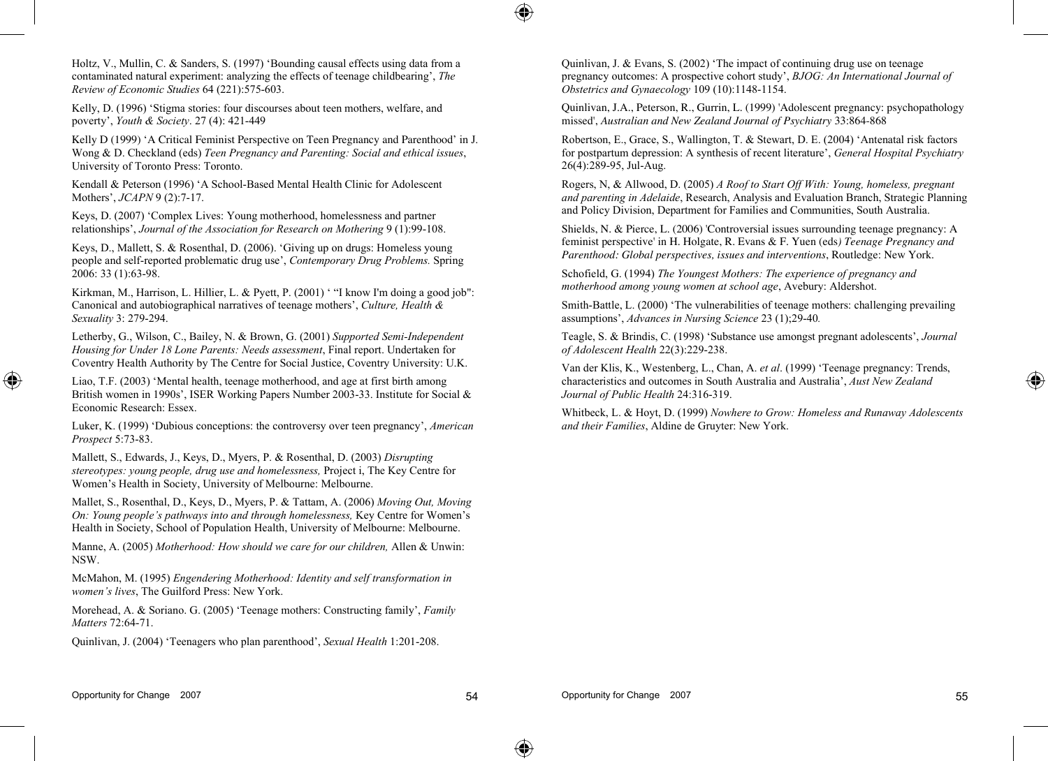Holtz, V., Mullin, C. & Sanders, S. (1997) 'Bounding causal effects using data from a contaminated natural experiment: analyzing the effects of teenage childbearing', *The Review of Economic Studies* 64 (221):575-603.

Kelly, D. (1996) 'Stigma stories: four discourses about teen mothers, welfare, and poverty', *Youth & Society*. 27 (4): 421-449

Kelly D (1999) 'A Critical Feminist Perspective on Teen Pregnancy and Parenthood' in J. Wong & D. Checkland (eds) *Teen Pregnancy and Parenting: Social and ethical issues*, University of Toronto Press: Toronto.

Kendall & Peterson (1996) 'A School-Based Mental Health Clinic for Adolescent Mothers', *JCAPN* 9 (2):7-17.

Keys, D. (2007) 'Complex Lives: Young motherhood, homelessness and partner relationships', *Journal of the Association for Research on Mothering* 9 (1):99-108.

Keys, D., Mallett, S. & Rosenthal, D. (2006). 'Giving up on drugs: Homeless young people and self-reported problematic drug use', *Contemporary Drug Problems.* Spring 2006: 33 (1):63-98.

Kirkman, M., Harrison, L. Hillier, L. & Pyett, P. (2001) ' "I know I'm doing a good job": Canonical and autobiographical narratives of teenage mothers', *Culture, Health & Sexuality* 3: 279-294.

Letherby, G., Wilson, C., Bailey, N. & Brown, G. (2001) *Supported Semi-Independent Housing for Under 18 Lone Parents: Needs assessment*, Final report. Undertaken for Coventry Health Authority by The Centre for Social Justice, Coventry University: U.K.

Liao, T.F. (2003) 'Mental health, teenage motherhood, and age at first birth among British women in 1990s', ISER Working Papers Number 2003-33. Institute for Social & Economic Research: Essex.

Luker, K. (1999) 'Dubious conceptions: the controversy over teen pregnancy', *American Prospect* 5:73-83.

Mallett, S., Edwards, J., Keys, D., Myers, P. & Rosenthal, D. (2003) *Disrupting stereotypes: young people, drug use and homelessness,* Project i, The Key Centre for Women's Health in Society, University of Melbourne: Melbourne.

Mallet, S., Rosenthal, D., Keys, D., Myers, P. & Tattam, A. (2006) *Moving Out, Moving On: Young people's pathways into and through homelessness,* Key Centre for Women's Health in Society, School of Population Health, University of Melbourne: Melbourne.

Manne, A. (2005) *Motherhood: How should we care for our children,* Allen & Unwin: NSW.

McMahon, M. (1995) *Engendering Motherhood: Identity and self transformation in women's lives*, The Guilford Press: New York.

Morehead, A. & Soriano. G. (2005) 'Teenage mothers: Constructing family', *Family Matters* 72:64-71.

Quinlivan, J. (2004) 'Teenagers who plan parenthood', *Sexual Health* 1:201-208.

Quinlivan, J. & Evans, S. (2002) 'The impact of continuing drug use on teenage pregnancy outcomes: A prospective cohort study', *BJOG: An International Journal of Obstetrics and Gynaecology* 109 (10):1148-1154.

Quinlivan, J.A., Peterson, R., Gurrin, L. (1999) 'Adolescent pregnancy: psychopathology missed', *Australian and New Zealand Journal of Psychiatry* 33:864-868

Robertson, E., Grace, S., Wallington, T. & Stewart, D. E. (2004) 'Antenatal risk factors for postpartum depression: A synthesis of recent literature', *General Hospital Psychiatry* 26(4):289-95, Jul-Aug.

Rogers, N, & Allwood, D. (2005) *A Roof to Start Off With: Young, homeless, pregnant and parenting in Adelaide*, Research, Analysis and Evaluation Branch, Strategic Planning and Policy Division, Department for Families and Communities, South Australia.

Shields, N. & Pierce, L. (2006) 'Controversial issues surrounding teenage pregnancy: A feminist perspective' in H. Holgate, R. Evans & F. Yuen (eds*) Teenage Pregnancy and Parenthood: Global perspectives, issues and interventions*, Routledge: New York.

Schofield, G. (1994) *The Youngest Mothers: The experience of pregnancy and motherhood among young women at school age*, Avebury: Aldershot.

Smith-Battle, L. (2000) 'The vulnerabilities of teenage mothers: challenging prevailing assumptions', *Advances in Nursing Science* 23 (1);29-40.

Teagle, S. & Brindis, C. (1998) 'Substance use amongst pregnant adolescents', *Journal of Adolescent Health* 22(3):229-238.

Van der Klis, K., Westenberg, L., Chan, A. *et al*. (1999) 'Teenage pregnancy: Trends, characteristics and outcomes in South Australia and Australia', *Aust New Zealand Journal of Public Health* 24:316-319.

Whitbeck, L. & Hoyt, D. (1999) *Nowhere to Grow: Homeless and Runaway Adolescents and their Families*, Aldine de Gruyter: New York.